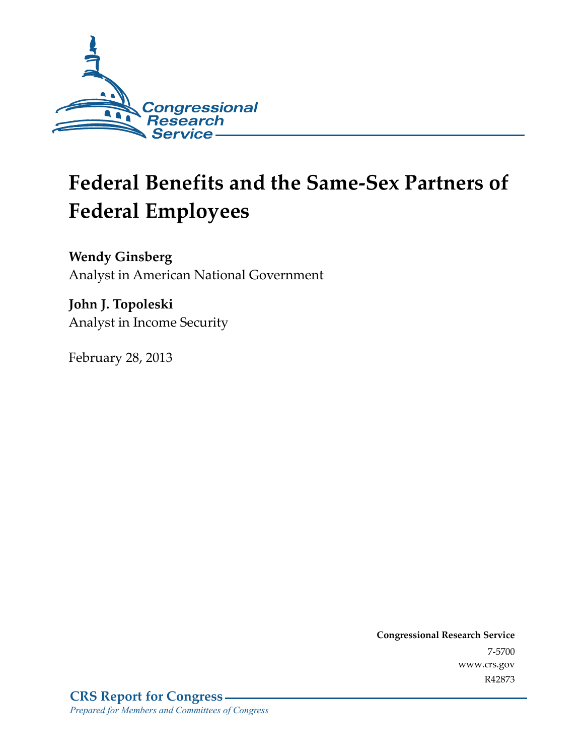Congressional Research Service

# Federal Benefits and the Same-Sex Partners of Federal Employees

**Wendy Ginsberg**
Analyst in American National Government

**John J. Topoleski**
Analyst in Income Security

February 28, 2013

**Congressional Research Service**
7-5700
www.crs.gov
R42873

**CRS Report for Congress**
*Prepared for Members and Committees of Congress*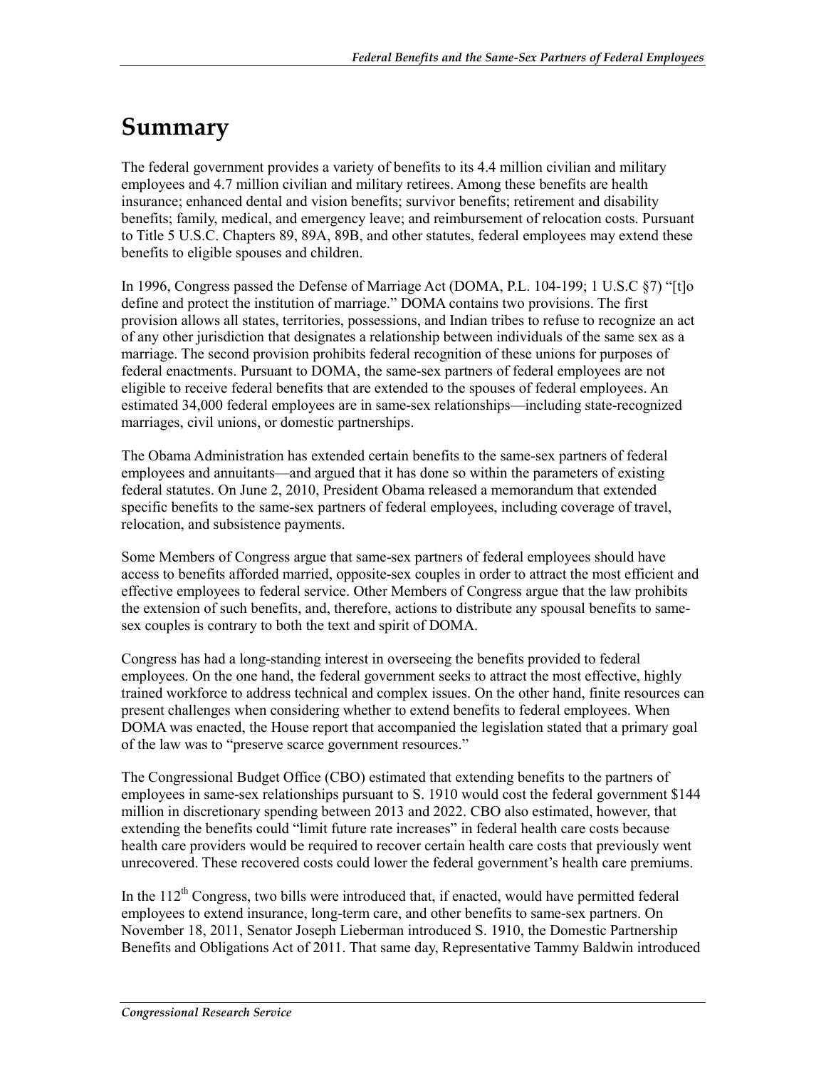# Summary

The federal government provides a variety of benefits to its 4.4 million civilian and military employees and 4.7 million civilian and military retirees. Among these benefits are health insurance; enhanced dental and vision benefits; survivor benefits; retirement and disability benefits; family, medical, and emergency leave; and reimbursement of relocation costs. Pursuant to Title 5 U.S.C. Chapters 89, 89A, 89B, and other statutes, federal employees may extend these benefits to eligible spouses and children.

In 1996, Congress passed the Defense of Marriage Act (DOMA, P.L. 104-199; 1 U.S.C §7) "[t]o define and protect the institution of marriage." DOMA contains two provisions. The first provision allows all states, territories, possessions, and Indian tribes to refuse to recognize an act of any other jurisdiction that designates a relationship between individuals of the same sex as a marriage. The second provision prohibits federal recognition of these unions for purposes of federal enactments. Pursuant to DOMA, the same-sex partners of federal employees are not eligible to receive federal benefits that are extended to the spouses of federal employees. An estimated 34,000 federal employees are in same-sex relationships—including state-recognized marriages, civil unions, or domestic partnerships.

The Obama Administration has extended certain benefits to the same-sex partners of federal employees and annuitants—and argued that it has done so within the parameters of existing federal statutes. On June 2, 2010, President Obama released a memorandum that extended specific benefits to the same-sex partners of federal employees, including coverage of travel, relocation, and subsistence payments.

Some Members of Congress argue that same-sex partners of federal employees should have access to benefits afforded married, opposite-sex couples in order to attract the most efficient and effective employees to federal service. Other Members of Congress argue that the law prohibits the extension of such benefits, and, therefore, actions to distribute any spousal benefits to same-sex couples is contrary to both the text and spirit of DOMA.

Congress has had a long-standing interest in overseeing the benefits provided to federal employees. On the one hand, the federal government seeks to attract the most effective, highly trained workforce to address technical and complex issues. On the other hand, finite resources can present challenges when considering whether to extend benefits to federal employees. When DOMA was enacted, the House report that accompanied the legislation stated that a primary goal of the law was to "preserve scarce government resources."

The Congressional Budget Office (CBO) estimated that extending benefits to the partners of employees in same-sex relationships pursuant to S. 1910 would cost the federal government $144 million in discretionary spending between 2013 and 2022. CBO also estimated, however, that extending the benefits could "limit future rate increases" in federal health care costs because health care providers would be required to recover certain health care costs that previously went unrecovered. These recovered costs could lower the federal government's health care premiums.

In the 112th Congress, two bills were introduced that, if enacted, would have permitted federal employees to extend insurance, long-term care, and other benefits to same-sex partners. On November 18, 2011, Senator Joseph Lieberman introduced S. 1910, the Domestic Partnership Benefits and Obligations Act of 2011. That same day, Representative Tammy Baldwin introduced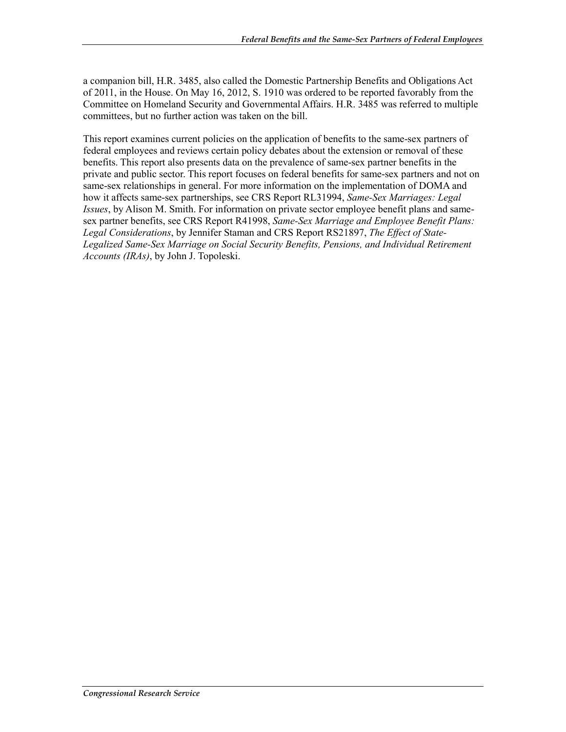a companion bill, H.R. 3485, also called the Domestic Partnership Benefits and Obligations Act of 2011, in the House. On May 16, 2012, S. 1910 was ordered to be reported favorably from the Committee on Homeland Security and Governmental Affairs. H.R. 3485 was referred to multiple committees, but no further action was taken on the bill.

This report examines current policies on the application of benefits to the same-sex partners of federal employees and reviews certain policy debates about the extension or removal of these benefits. This report also presents data on the prevalence of same-sex partner benefits in the private and public sector. This report focuses on federal benefits for same-sex partners and not on same-sex relationships in general. For more information on the implementation of DOMA and how it affects same-sex partnerships, see CRS Report RL31994, *Same-Sex Marriages: Legal Issues*, by Alison M. Smith. For information on private sector employee benefit plans and same-sex partner benefits, see CRS Report R41998, *Same-Sex Marriage and Employee Benefit Plans: Legal Considerations*, by Jennifer Staman and CRS Report RS21897, *The Effect of State-Legalized Same-Sex Marriage on Social Security Benefits, Pensions, and Individual Retirement Accounts (IRAs)*, by John J. Topoleski.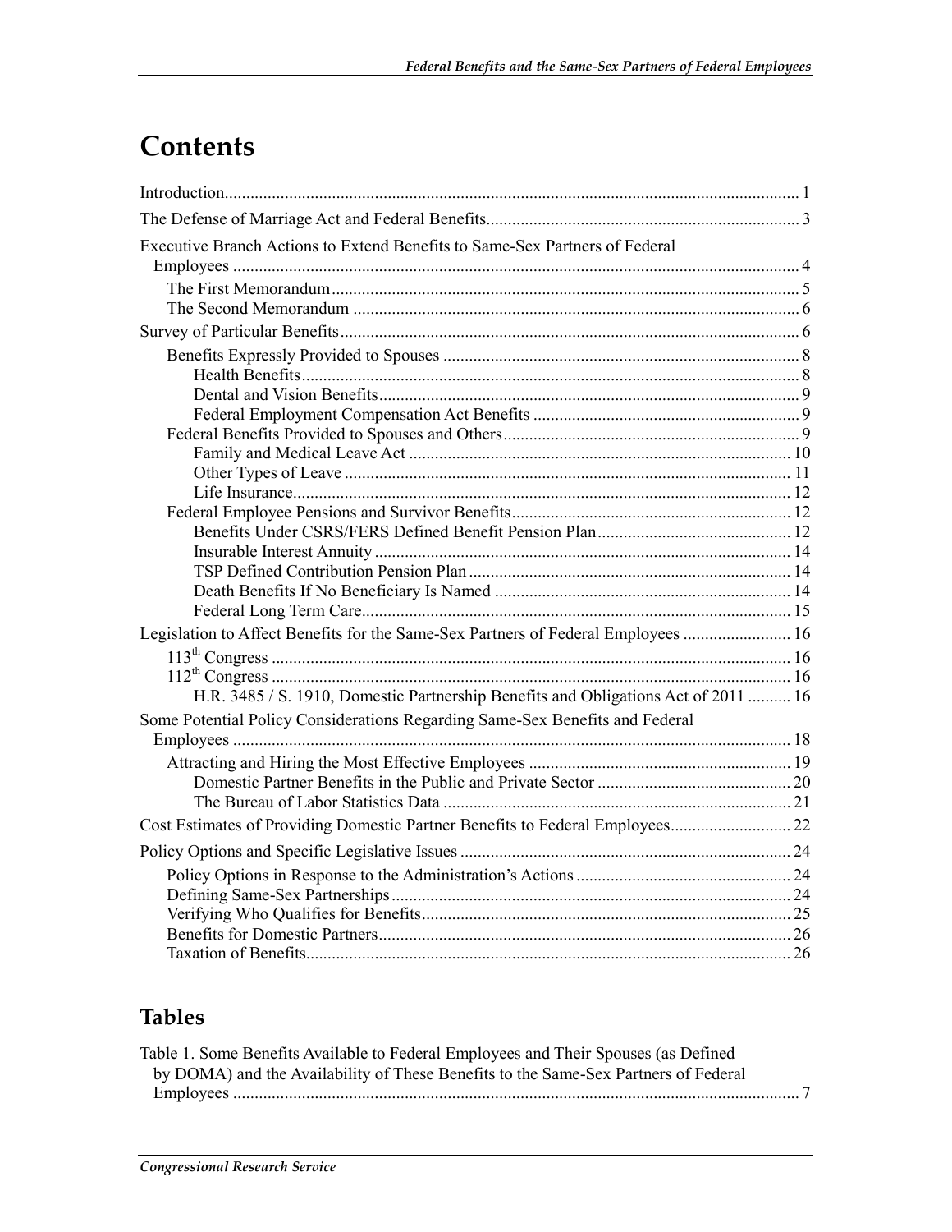# Contents

Introduction .................................................................................................................................... 1

The Defense of Marriage Act and Federal Benefits ........................................................................ 3

Executive Branch Actions to Extend Benefits to Same-Sex Partners of Federal Employees .................................................................................................................................. 4

- The First Memorandum ........................................................................................................... 5
- The Second Memorandum ...................................................................................................... 6

Survey of Particular Benefits ......................................................................................................... 6

- Benefits Expressly Provided to Spouses ................................................................................. 8
  - Health Benefits .................................................................................................................. 8
  - Dental and Vision Benefits ................................................................................................ 9
  - Federal Employment Compensation Act Benefits ............................................................. 9
- Federal Benefits Provided to Spouses and Others .................................................................... 9
  - Family and Medical Leave Act ........................................................................................ 10
  - Other Types of Leave ...................................................................................................... 11
  - Life Insurance .................................................................................................................. 12
- Federal Employee Pensions and Survivor Benefits ................................................................ 12
  - Benefits Under CSRS/FERS Defined Benefit Pension Plan ............................................ 12
  - Insurable Interest Annuity ................................................................................................ 14
  - TSP Defined Contribution Pension Plan .......................................................................... 14
  - Death Benefits If No Beneficiary Is Named .................................................................... 14
  - Federal Long Term Care ................................................................................................... 15

Legislation to Affect Benefits for the Same-Sex Partners of Federal Employees ......................... 16

- 113th Congress ....................................................................................................................... 16
- 112th Congress ....................................................................................................................... 16
  - H.R. 3485 / S. 1910, Domestic Partnership Benefits and Obligations Act of 2011 .......... 16

Some Potential Policy Considerations Regarding Same-Sex Benefits and Federal Employees ................................................................................................................................. 18

- Attracting and Hiring the Most Effective Employees ............................................................ 19
  - Domestic Partner Benefits in the Public and Private Sector ............................................ 20
  - The Bureau of Labor Statistics Data ................................................................................ 21

Cost Estimates of Providing Domestic Partner Benefits to Federal Employees ............................ 22

Policy Options and Specific Legislative Issues ............................................................................ 24

- Policy Options in Response to the Administration's Actions ................................................. 24
- Defining Same-Sex Partnerships ............................................................................................ 24
- Verifying Who Qualifies for Benefits ..................................................................................... 25
- Benefits for Domestic Partners ............................................................................................... 26
- Taxation of Benefits ................................................................................................................ 26

## Tables

Table 1. Some Benefits Available to Federal Employees and Their Spouses (as Defined by DOMA) and the Availability of These Benefits to the Same-Sex Partners of Federal Employees .................................................................................................................................. 7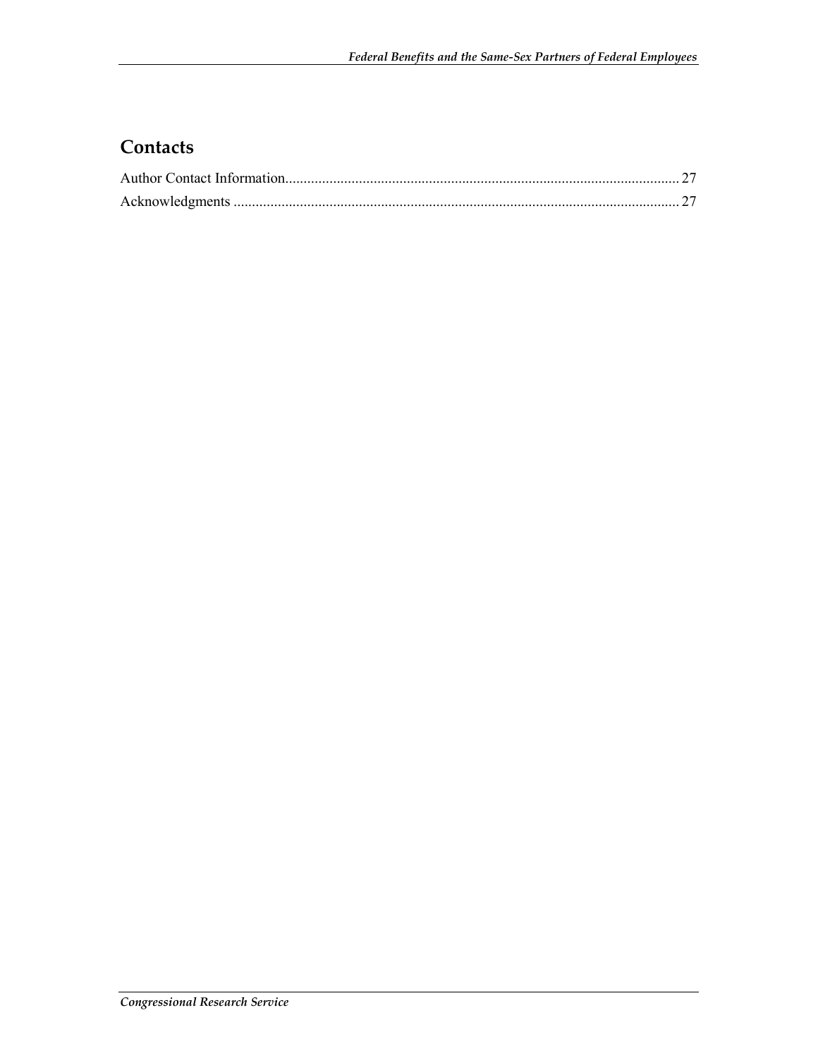## Contacts

Author Contact Information........................................................................................................... 27
Acknowledgments ......................................................................................................................... 27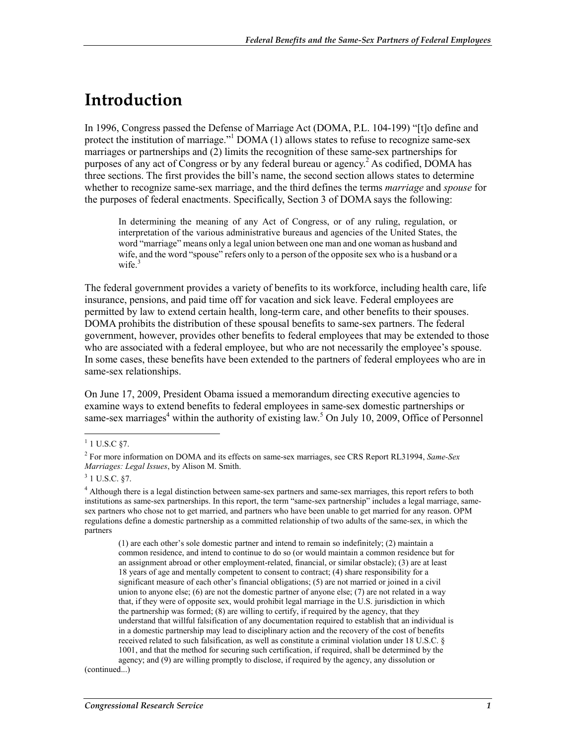# Introduction

In 1996, Congress passed the Defense of Marriage Act (DOMA, P.L. 104-199) "[t]o define and protect the institution of marriage."[1] DOMA (1) allows states to refuse to recognize same-sex marriages or partnerships and (2) limits the recognition of these same-sex partnerships for purposes of any act of Congress or by any federal bureau or agency.[2] As codified, DOMA has three sections. The first provides the bill's name, the second section allows states to determine whether to recognize same-sex marriage, and the third defines the terms *marriage* and *spouse* for the purposes of federal enactments. Specifically, Section 3 of DOMA says the following:

> In determining the meaning of any Act of Congress, or of any ruling, regulation, or interpretation of the various administrative bureaus and agencies of the United States, the word "marriage" means only a legal union between one man and one woman as husband and wife, and the word "spouse" refers only to a person of the opposite sex who is a husband or a wife.[3]

The federal government provides a variety of benefits to its workforce, including health care, life insurance, pensions, and paid time off for vacation and sick leave. Federal employees are permitted by law to extend certain health, long-term care, and other benefits to their spouses. DOMA prohibits the distribution of these spousal benefits to same-sex partners. The federal government, however, provides other benefits to federal employees that may be extended to those who are associated with a federal employee, but who are not necessarily the employee's spouse. In some cases, these benefits have been extended to the partners of federal employees who are in same-sex relationships.

On June 17, 2009, President Obama issued a memorandum directing executive agencies to examine ways to extend benefits to federal employees in same-sex domestic partnerships or same-sex marriages[4] within the authority of existing law.[5] On July 10, 2009, Office of Personnel

---

[1] 1 U.S.C §7.

[2] For more information on DOMA and its effects on same-sex marriages, see CRS Report RL31994, *Same-Sex Marriages: Legal Issues*, by Alison M. Smith.

[3] 1 U.S.C. §7.

[4] Although there is a legal distinction between same-sex partners and same-sex marriages, this report refers to both institutions as same-sex partnerships. In this report, the term "same-sex partnership" includes a legal marriage, same-sex partners who chose not to get married, and partners who have been unable to get married for any reason. OPM regulations define a domestic partnership as a committed relationship of two adults of the same-sex, in which the partners

> (1) are each other's sole domestic partner and intend to remain so indefinitely; (2) maintain a common residence, and intend to continue to do so (or would maintain a common residence but for an assignment abroad or other employment-related, financial, or similar obstacle); (3) are at least 18 years of age and mentally competent to consent to contract; (4) share responsibility for a significant measure of each other's financial obligations; (5) are not married or joined in a civil union to anyone else; (6) are not the domestic partner of anyone else; (7) are not related in a way that, if they were of opposite sex, would prohibit legal marriage in the U.S. jurisdiction in which the partnership was formed; (8) are willing to certify, if required by the agency, that they understand that willful falsification of any documentation required to establish that an individual is in a domestic partnership may lead to disciplinary action and the recovery of the cost of benefits received related to such falsification, as well as constitute a criminal violation under 18 U.S.C. § 1001, and that the method for securing such certification, if required, shall be determined by the agency; and (9) are willing promptly to disclose, if required by the agency, any dissolution or

(continued...)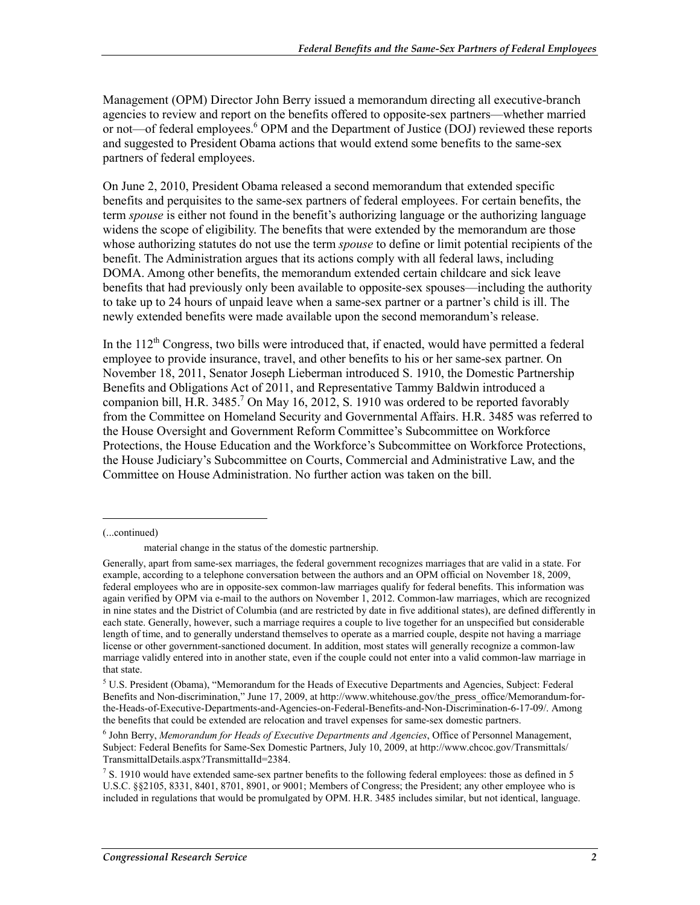Management (OPM) Director John Berry issued a memorandum directing all executive-branch agencies to review and report on the benefits offered to opposite-sex partners—whether married or not—of federal employees.[6] OPM and the Department of Justice (DOJ) reviewed these reports and suggested to President Obama actions that would extend some benefits to the same-sex partners of federal employees.

On June 2, 2010, President Obama released a second memorandum that extended specific benefits and perquisites to the same-sex partners of federal employees. For certain benefits, the term *spouse* is either not found in the benefit's authorizing language or the authorizing language widens the scope of eligibility. The benefits that were extended by the memorandum are those whose authorizing statutes do not use the term *spouse* to define or limit potential recipients of the benefit. The Administration argues that its actions comply with all federal laws, including DOMA. Among other benefits, the memorandum extended certain childcare and sick leave benefits that had previously only been available to opposite-sex spouses—including the authority to take up to 24 hours of unpaid leave when a same-sex partner or a partner's child is ill. The newly extended benefits were made available upon the second memorandum's release.

In the 112th Congress, two bills were introduced that, if enacted, would have permitted a federal employee to provide insurance, travel, and other benefits to his or her same-sex partner. On November 18, 2011, Senator Joseph Lieberman introduced S. 1910, the Domestic Partnership Benefits and Obligations Act of 2011, and Representative Tammy Baldwin introduced a companion bill, H.R. 3485.[7] On May 16, 2012, S. 1910 was ordered to be reported favorably from the Committee on Homeland Security and Governmental Affairs. H.R. 3485 was referred to the House Oversight and Government Reform Committee's Subcommittee on Workforce Protections, the House Education and the Workforce's Subcommittee on Workforce Protections, the House Judiciary's Subcommittee on Courts, Commercial and Administrative Law, and the Committee on House Administration. No further action was taken on the bill.

---

(...continued)

material change in the status of the domestic partnership.

Generally, apart from same-sex marriages, the federal government recognizes marriages that are valid in a state. For example, according to a telephone conversation between the authors and an OPM official on November 18, 2009, federal employees who are in opposite-sex common-law marriages qualify for federal benefits. This information was again verified by OPM via e-mail to the authors on November 1, 2012. Common-law marriages, which are recognized in nine states and the District of Columbia (and are restricted by date in five additional states), are defined differently in each state. Generally, however, such a marriage requires a couple to live together for an unspecified but considerable length of time, and to generally understand themselves to operate as a married couple, despite not having a marriage license or other government-sanctioned document. In addition, most states will generally recognize a common-law marriage validly entered into in another state, even if the couple could not enter into a valid common-law marriage in that state.

[5] U.S. President (Obama), "Memorandum for the Heads of Executive Departments and Agencies, Subject: Federal Benefits and Non-discrimination," June 17, 2009, at http://www.whitehouse.gov/the_press_office/Memorandum-for-the-Heads-of-Executive-Departments-and-Agencies-on-Federal-Benefits-and-Non-Discrimination-6-17-09/. Among the benefits that could be extended are relocation and travel expenses for same-sex domestic partners.

[6] John Berry, *Memorandum for Heads of Executive Departments and Agencies*, Office of Personnel Management, Subject: Federal Benefits for Same-Sex Domestic Partners, July 10, 2009, at http://www.chcoc.gov/Transmittals/TransmittalDetails.aspx?TransmittalId=2384.

[7] S. 1910 would have extended same-sex partner benefits to the following federal employees: those as defined in 5 U.S.C. §§2105, 8331, 8401, 8701, 8901, or 9001; Members of Congress; the President; any other employee who is included in regulations that would be promulgated by OPM. H.R. 3485 includes similar, but not identical, language.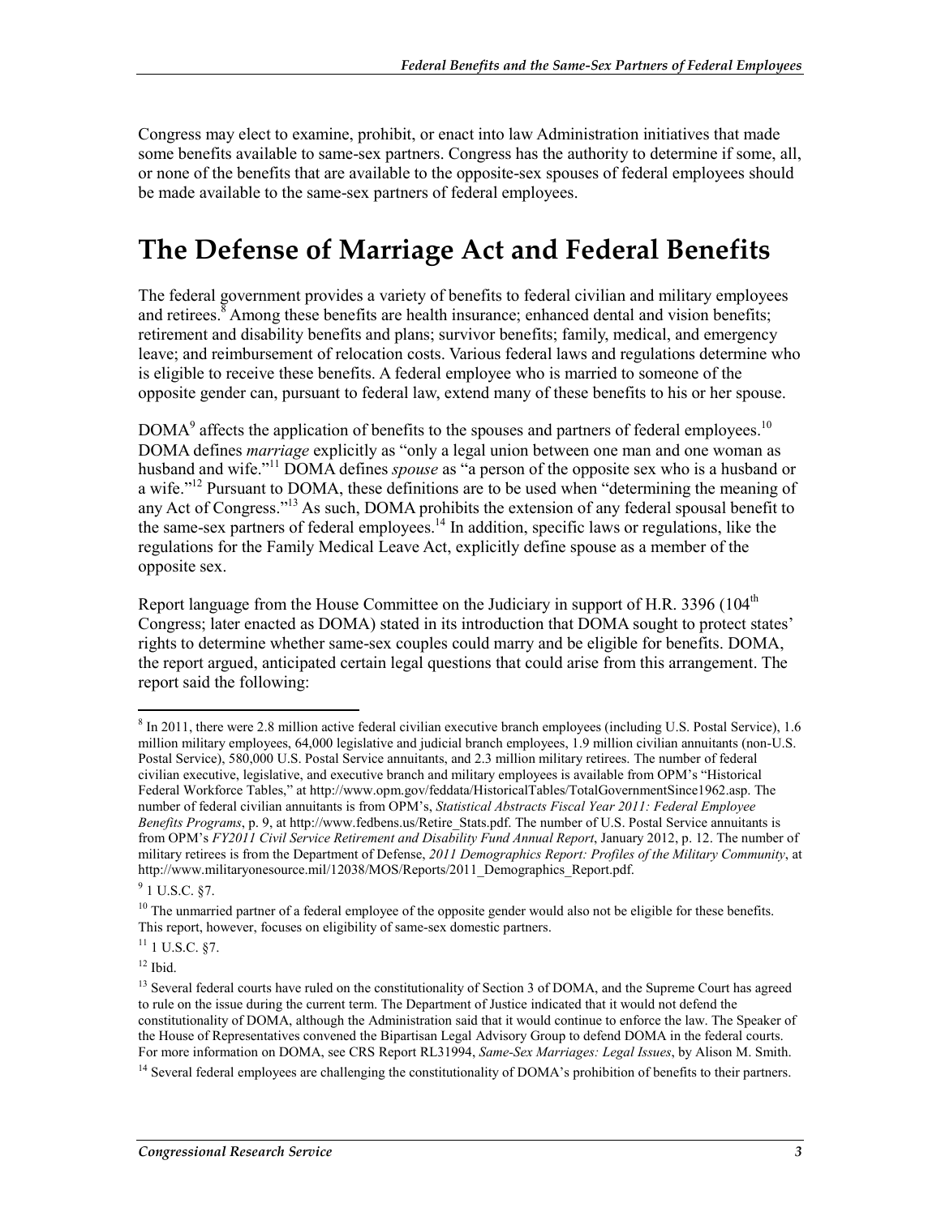Congress may elect to examine, prohibit, or enact into law Administration initiatives that made some benefits available to same-sex partners. Congress has the authority to determine if some, all, or none of the benefits that are available to the opposite-sex spouses of federal employees should be made available to the same-sex partners of federal employees.

# The Defense of Marriage Act and Federal Benefits

The federal government provides a variety of benefits to federal civilian and military employees and retirees.[8] Among these benefits are health insurance; enhanced dental and vision benefits; retirement and disability benefits and plans; survivor benefits; family, medical, and emergency leave; and reimbursement of relocation costs. Various federal laws and regulations determine who is eligible to receive these benefits. A federal employee who is married to someone of the opposite gender can, pursuant to federal law, extend many of these benefits to his or her spouse.

DOMA[9] affects the application of benefits to the spouses and partners of federal employees.[10] DOMA defines *marriage* explicitly as "only a legal union between one man and one woman as husband and wife."[11] DOMA defines *spouse* as "a person of the opposite sex who is a husband or a wife."[12] Pursuant to DOMA, these definitions are to be used when "determining the meaning of any Act of Congress."[13] As such, DOMA prohibits the extension of any federal spousal benefit to the same-sex partners of federal employees.[14] In addition, specific laws or regulations, like the regulations for the Family Medical Leave Act, explicitly define spouse as a member of the opposite sex.

Report language from the House Committee on the Judiciary in support of H.R. 3396 (104th Congress; later enacted as DOMA) stated in its introduction that DOMA sought to protect states' rights to determine whether same-sex couples could marry and be eligible for benefits. DOMA, the report argued, anticipated certain legal questions that could arise from this arrangement. The report said the following:

---

[8] In 2011, there were 2.8 million active federal civilian executive branch employees (including U.S. Postal Service), 1.6 million military employees, 64,000 legislative and judicial branch employees, 1.9 million civilian annuitants (non-U.S. Postal Service), 580,000 U.S. Postal Service annuitants, and 2.3 million military retirees. The number of federal civilian executive, legislative, and executive branch and military employees is available from OPM's "Historical Federal Workforce Tables," at http://www.opm.gov/feddata/HistoricalTables/TotalGovernmentSince1962.asp. The number of federal civilian annuitants is from OPM's, *Statistical Abstracts Fiscal Year 2011: Federal Employee Benefits Programs*, p. 9, at http://www.fedbens.us/Retire_Stats.pdf. The number of U.S. Postal Service annuitants is from OPM's *FY2011 Civil Service Retirement and Disability Fund Annual Report*, January 2012, p. 12. The number of military retirees is from the Department of Defense, *2011 Demographics Report: Profiles of the Military Community*, at http://www.militaryonesource.mil/12038/MOS/Reports/2011_Demographics_Report.pdf.

[9] 1 U.S.C. §7.

[10] The unmarried partner of a federal employee of the opposite gender would also not be eligible for these benefits. This report, however, focuses on eligibility of same-sex domestic partners.

[11] 1 U.S.C. §7.

[12] Ibid.

[13] Several federal courts have ruled on the constitutionality of Section 3 of DOMA, and the Supreme Court has agreed to rule on the issue during the current term. The Department of Justice indicated that it would not defend the constitutionality of DOMA, although the Administration said that it would continue to enforce the law. The Speaker of the House of Representatives convened the Bipartisan Legal Advisory Group to defend DOMA in the federal courts. For more information on DOMA, see CRS Report RL31994, *Same-Sex Marriages: Legal Issues*, by Alison M. Smith.

[14] Several federal employees are challenging the constitutionality of DOMA's prohibition of benefits to their partners.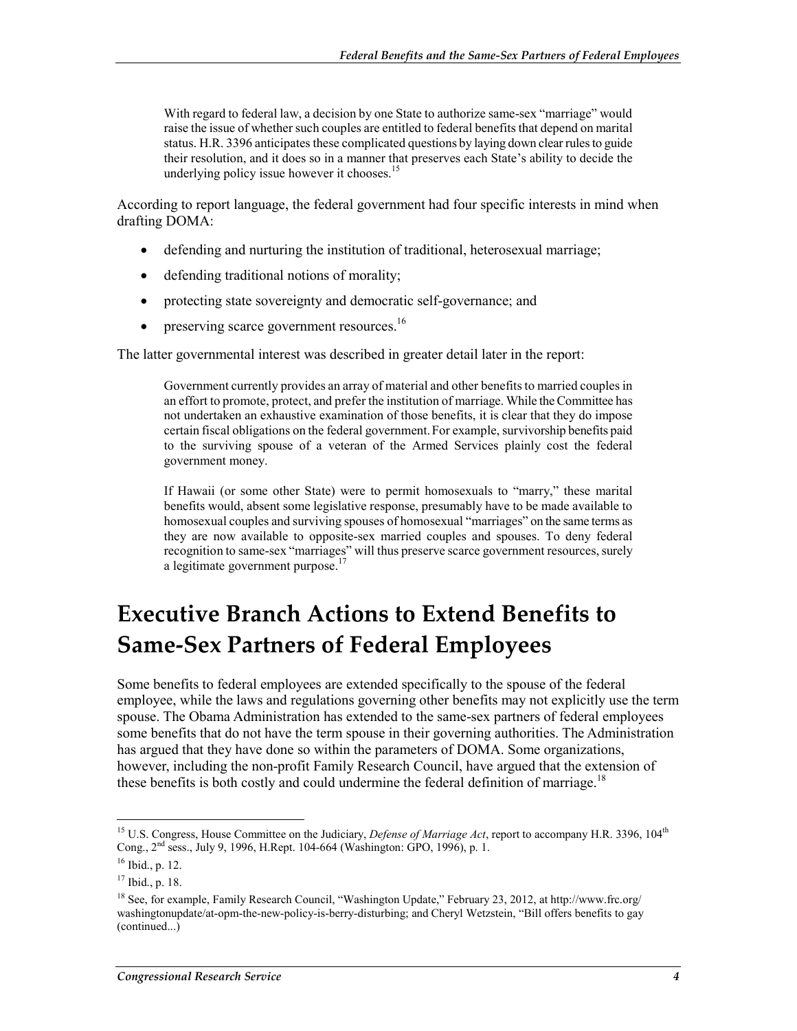> With regard to federal law, a decision by one State to authorize same-sex "marriage" would raise the issue of whether such couples are entitled to federal benefits that depend on marital status. H.R. 3396 anticipates these complicated questions by laying down clear rules to guide their resolution, and it does so in a manner that preserves each State's ability to decide the underlying policy issue however it chooses.[15]

According to report language, the federal government had four specific interests in mind when drafting DOMA:

- defending and nurturing the institution of traditional, heterosexual marriage;
- defending traditional notions of morality;
- protecting state sovereignty and democratic self-governance; and
- preserving scarce government resources.[16]

The latter governmental interest was described in greater detail later in the report:

> Government currently provides an array of material and other benefits to married couples in an effort to promote, protect, and prefer the institution of marriage. While the Committee has not undertaken an exhaustive examination of those benefits, it is clear that they do impose certain fiscal obligations on the federal government. For example, survivorship benefits paid to the surviving spouse of a veteran of the Armed Services plainly cost the federal government money.
>
> If Hawaii (or some other State) were to permit homosexuals to "marry," these marital benefits would, absent some legislative response, presumably have to be made available to homosexual couples and surviving spouses of homosexual "marriages" on the same terms as they are now available to opposite-sex married couples and spouses. To deny federal recognition to same-sex "marriages" will thus preserve scarce government resources, surely a legitimate government purpose.[17]

# Executive Branch Actions to Extend Benefits to Same-Sex Partners of Federal Employees

Some benefits to federal employees are extended specifically to the spouse of the federal employee, while the laws and regulations governing other benefits may not explicitly use the term spouse. The Obama Administration has extended to the same-sex partners of federal employees some benefits that do not have the term spouse in their governing authorities. The Administration has argued that they have done so within the parameters of DOMA. Some organizations, however, including the non-profit Family Research Council, have argued that the extension of these benefits is both costly and could undermine the federal definition of marriage.[18]

---

[15] U.S. Congress, House Committee on the Judiciary, *Defense of Marriage Act*, report to accompany H.R. 3396, 104th Cong., 2nd sess., July 9, 1996, H.Rept. 104-664 (Washington: GPO, 1996), p. 1.

[16] Ibid., p. 12.

[17] Ibid., p. 18.

[18] See, for example, Family Research Council, "Washington Update," February 23, 2012, at http://www.frc.org/washingtonupdate/at-opm-the-new-policy-is-berry-disturbing; and Cheryl Wetzstein, "Bill offers benefits to gay (continued...)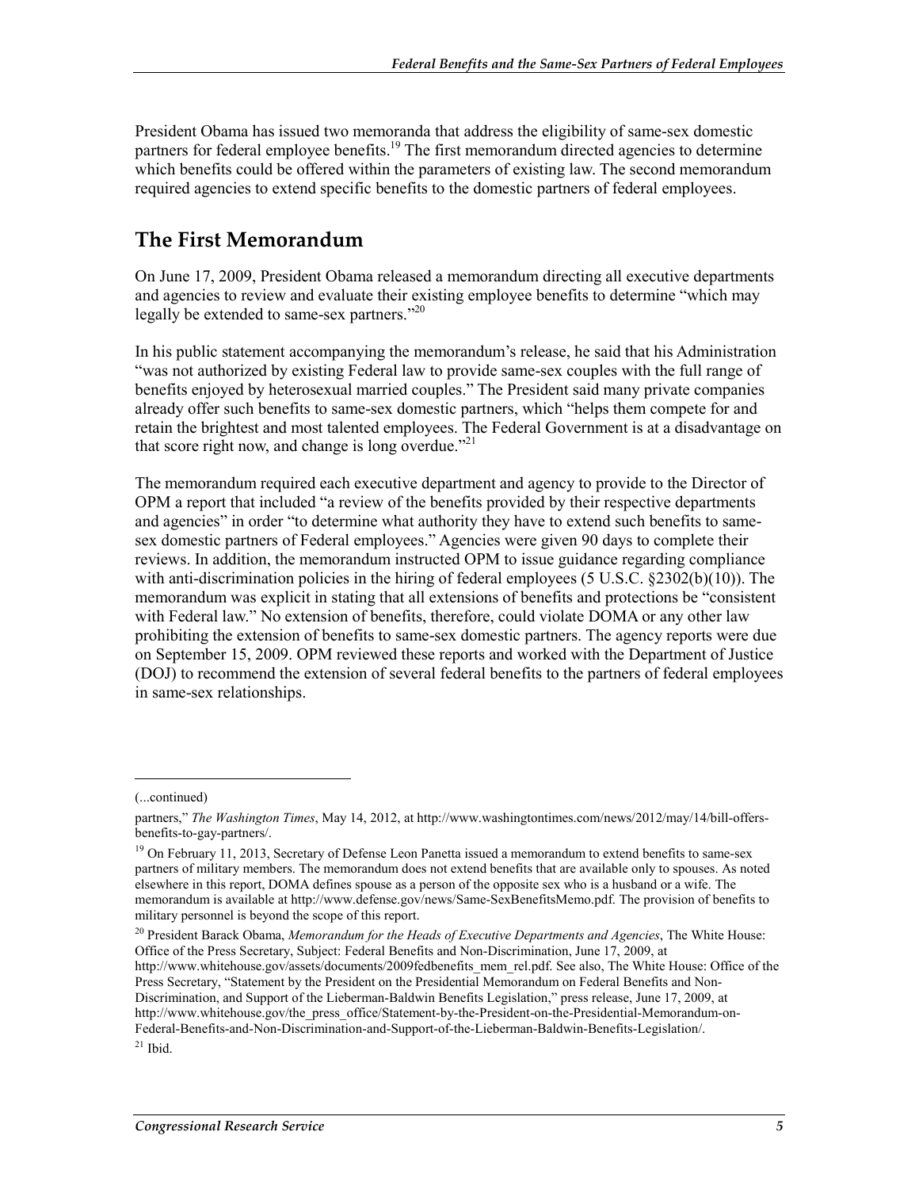President Obama has issued two memoranda that address the eligibility of same-sex domestic partners for federal employee benefits.[19] The first memorandum directed agencies to determine which benefits could be offered within the parameters of existing law. The second memorandum required agencies to extend specific benefits to the domestic partners of federal employees.

## The First Memorandum

On June 17, 2009, President Obama released a memorandum directing all executive departments and agencies to review and evaluate their existing employee benefits to determine "which may legally be extended to same-sex partners."[20]

In his public statement accompanying the memorandum's release, he said that his Administration "was not authorized by existing Federal law to provide same-sex couples with the full range of benefits enjoyed by heterosexual married couples." The President said many private companies already offer such benefits to same-sex domestic partners, which "helps them compete for and retain the brightest and most talented employees. The Federal Government is at a disadvantage on that score right now, and change is long overdue."[21]

The memorandum required each executive department and agency to provide to the Director of OPM a report that included "a review of the benefits provided by their respective departments and agencies" in order "to determine what authority they have to extend such benefits to same-sex domestic partners of Federal employees." Agencies were given 90 days to complete their reviews. In addition, the memorandum instructed OPM to issue guidance regarding compliance with anti-discrimination policies in the hiring of federal employees (5 U.S.C. §2302(b)(10)). The memorandum was explicit in stating that all extensions of benefits and protections be "consistent with Federal law." No extension of benefits, therefore, could violate DOMA or any other law prohibiting the extension of benefits to same-sex domestic partners. The agency reports were due on September 15, 2009. OPM reviewed these reports and worked with the Department of Justice (DOJ) to recommend the extension of several federal benefits to the partners of federal employees in same-sex relationships.

---

(...continued)

partners," *The Washington Times*, May 14, 2012, at http://www.washingtontimes.com/news/2012/may/14/bill-offers-benefits-to-gay-partners/.

[19] On February 11, 2013, Secretary of Defense Leon Panetta issued a memorandum to extend benefits to same-sex partners of military members. The memorandum does not extend benefits that are available only to spouses. As noted elsewhere in this report, DOMA defines spouse as a person of the opposite sex who is a husband or a wife. The memorandum is available at http://www.defense.gov/news/Same-SexBenefitsMemo.pdf. The provision of benefits to military personnel is beyond the scope of this report.

[20] President Barack Obama, *Memorandum for the Heads of Executive Departments and Agencies*, The White House: Office of the Press Secretary, Subject: Federal Benefits and Non-Discrimination, June 17, 2009, at http://www.whitehouse.gov/assets/documents/2009fedbenefits_mem_rel.pdf. See also, The White House: Office of the Press Secretary, "Statement by the President on the Presidential Memorandum on Federal Benefits and Non-Discrimination, and Support of the Lieberman-Baldwin Benefits Legislation," press release, June 17, 2009, at http://www.whitehouse.gov/the_press_office/Statement-by-the-President-on-the-Presidential-Memorandum-on-Federal-Benefits-and-Non-Discrimination-and-Support-of-the-Lieberman-Baldwin-Benefits-Legislation/.

[21] Ibid.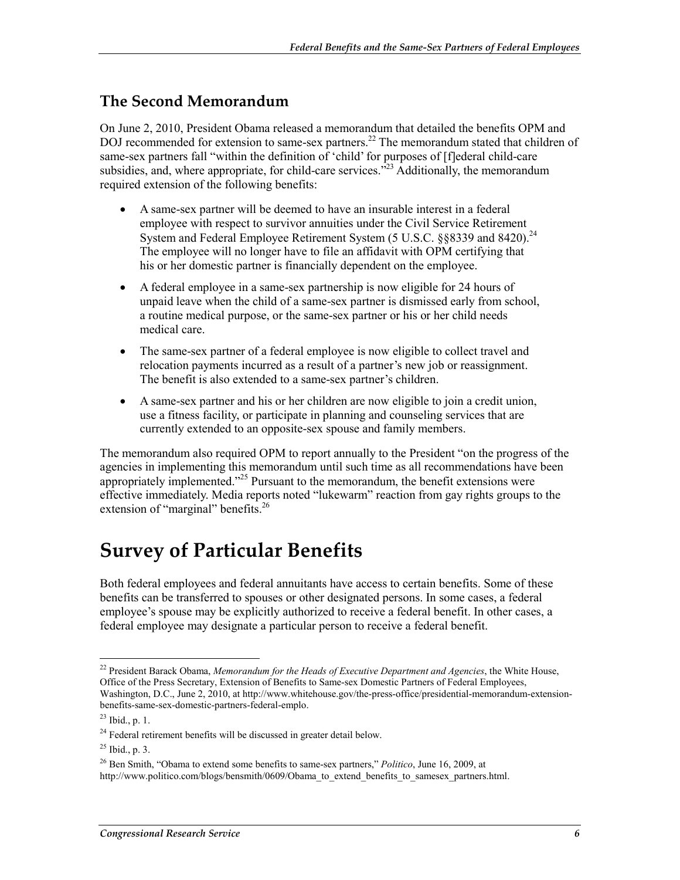### The Second Memorandum

On June 2, 2010, President Obama released a memorandum that detailed the benefits OPM and DOJ recommended for extension to same-sex partners.[22] The memorandum stated that children of same-sex partners fall "within the definition of 'child' for purposes of [f]ederal child-care subsidies, and, where appropriate, for child-care services."[23] Additionally, the memorandum required extension of the following benefits:

- A same-sex partner will be deemed to have an insurable interest in a federal employee with respect to survivor annuities under the Civil Service Retirement System and Federal Employee Retirement System (5 U.S.C. §§8339 and 8420).[24] The employee will no longer have to file an affidavit with OPM certifying that his or her domestic partner is financially dependent on the employee.
- A federal employee in a same-sex partnership is now eligible for 24 hours of unpaid leave when the child of a same-sex partner is dismissed early from school, a routine medical purpose, or the same-sex partner or his or her child needs medical care.
- The same-sex partner of a federal employee is now eligible to collect travel and relocation payments incurred as a result of a partner's new job or reassignment. The benefit is also extended to a same-sex partner's children.
- A same-sex partner and his or her children are now eligible to join a credit union, use a fitness facility, or participate in planning and counseling services that are currently extended to an opposite-sex spouse and family members.

The memorandum also required OPM to report annually to the President "on the progress of the agencies in implementing this memorandum until such time as all recommendations have been appropriately implemented."[25] Pursuant to the memorandum, the benefit extensions were effective immediately. Media reports noted "lukewarm" reaction from gay rights groups to the extension of "marginal" benefits.[26]

# Survey of Particular Benefits

Both federal employees and federal annuitants have access to certain benefits. Some of these benefits can be transferred to spouses or other designated persons. In some cases, a federal employee's spouse may be explicitly authorized to receive a federal benefit. In other cases, a federal employee may designate a particular person to receive a federal benefit.

---

[22] President Barack Obama, *Memorandum for the Heads of Executive Department and Agencies*, the White House, Office of the Press Secretary, Extension of Benefits to Same-sex Domestic Partners of Federal Employees, Washington, D.C., June 2, 2010, at http://www.whitehouse.gov/the-press-office/presidential-memorandum-extension-benefits-same-sex-domestic-partners-federal-emplo.

[23] Ibid., p. 1.

[24] Federal retirement benefits will be discussed in greater detail below.

[25] Ibid., p. 3.

[26] Ben Smith, "Obama to extend some benefits to same-sex partners," *Politico*, June 16, 2009, at http://www.politico.com/blogs/bensmith/0609/Obama_to_extend_benefits_to_samesex_partners.html.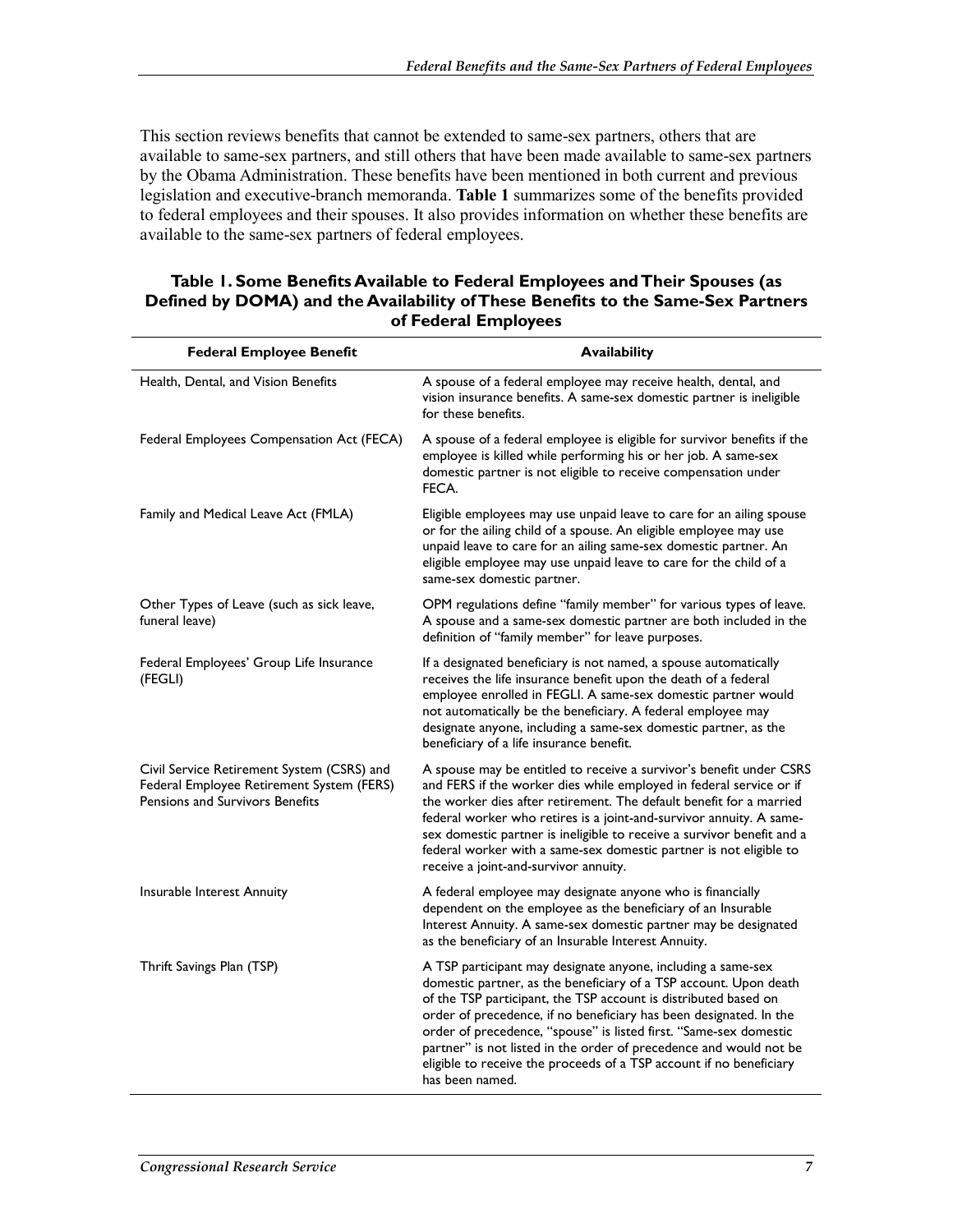This section reviews benefits that cannot be extended to same-sex partners, others that are available to same-sex partners, and still others that have been made available to same-sex partners by the Obama Administration. These benefits have been mentioned in both current and previous legislation and executive-branch memoranda. **Table 1** summarizes some of the benefits provided to federal employees and their spouses. It also provides information on whether these benefits are available to the same-sex partners of federal employees.

**Table 1. Some Benefits Available to Federal Employees and Their Spouses (as Defined by DOMA) and the Availability of These Benefits to the Same-Sex Partners of Federal Employees**

| Federal Employee Benefit | Availability |
|---|---|
| Health, Dental, and Vision Benefits | A spouse of a federal employee may receive health, dental, and vision insurance benefits. A same-sex domestic partner is ineligible for these benefits. |
| Federal Employees Compensation Act (FECA) | A spouse of a federal employee is eligible for survivor benefits if the employee is killed while performing his or her job. A same-sex domestic partner is not eligible to receive compensation under FECA. |
| Family and Medical Leave Act (FMLA) | Eligible employees may use unpaid leave to care for an ailing spouse or for the ailing child of a spouse. An eligible employee may use unpaid leave to care for an ailing same-sex domestic partner. An eligible employee may use unpaid leave to care for the child of a same-sex domestic partner. |
| Other Types of Leave (such as sick leave, funeral leave) | OPM regulations define "family member" for various types of leave. A spouse and a same-sex domestic partner are both included in the definition of "family member" for leave purposes. |
| Federal Employees' Group Life Insurance (FEGLI) | If a designated beneficiary is not named, a spouse automatically receives the life insurance benefit upon the death of a federal employee enrolled in FEGLI. A same-sex domestic partner would not automatically be the beneficiary. A federal employee may designate anyone, including a same-sex domestic partner, as the beneficiary of a life insurance benefit. |
| Civil Service Retirement System (CSRS) and Federal Employee Retirement System (FERS) Pensions and Survivors Benefits | A spouse may be entitled to receive a survivor's benefit under CSRS and FERS if the worker dies while employed in federal service or if the worker dies after retirement. The default benefit for a married federal worker who retires is a joint-and-survivor annuity. A same-sex domestic partner is ineligible to receive a survivor benefit and a federal worker with a same-sex domestic partner is not eligible to receive a joint-and-survivor annuity. |
| Insurable Interest Annuity | A federal employee may designate anyone who is financially dependent on the employee as the beneficiary of an Insurable Interest Annuity. A same-sex domestic partner may be designated as the beneficiary of an Insurable Interest Annuity. |
| Thrift Savings Plan (TSP) | A TSP participant may designate anyone, including a same-sex domestic partner, as the beneficiary of a TSP account. Upon death of the TSP participant, the TSP account is distributed based on order of precedence, if no beneficiary has been designated. In the order of precedence, "spouse" is listed first. "Same-sex domestic partner" is not listed in the order of precedence and would not be eligible to receive the proceeds of a TSP account if no beneficiary has been named. |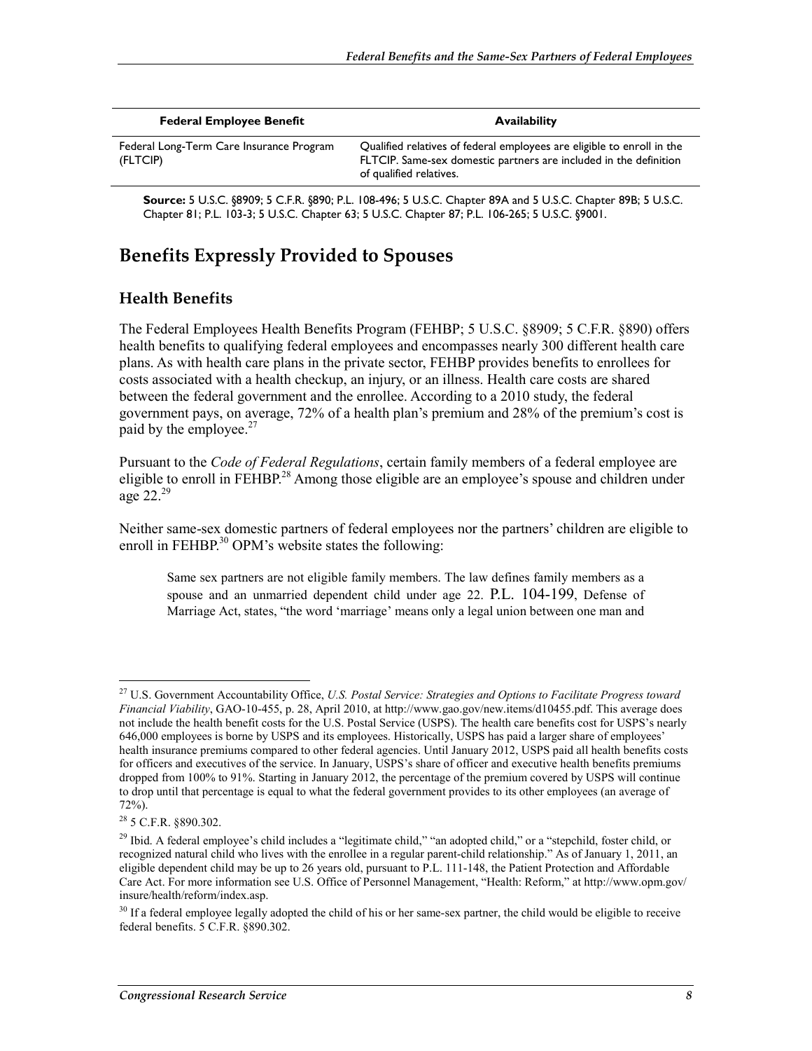| Federal Employee Benefit | Availability |
| --- | --- |
| Federal Long-Term Care Insurance Program (FLTCIP) | Qualified relatives of federal employees are eligible to enroll in the FLTCIP. Same-sex domestic partners are included in the definition of qualified relatives. |

**Source:** 5 U.S.C. §8909; 5 C.F.R. §890; P.L. 108-496; 5 U.S.C. Chapter 89A and 5 U.S.C. Chapter 89B; 5 U.S.C. Chapter 81; P.L. 103-3; 5 U.S.C. Chapter 63; 5 U.S.C. Chapter 87; P.L. 106-265; 5 U.S.C. §9001.

## Benefits Expressly Provided to Spouses

### Health Benefits

The Federal Employees Health Benefits Program (FEHBP; 5 U.S.C. §8909; 5 C.F.R. §890) offers health benefits to qualifying federal employees and encompasses nearly 300 different health care plans. As with health care plans in the private sector, FEHBP provides benefits to enrollees for costs associated with a health checkup, an injury, or an illness. Health care costs are shared between the federal government and the enrollee. According to a 2010 study, the federal government pays, on average, 72% of a health plan's premium and 28% of the premium's cost is paid by the employee.[27]

Pursuant to the *Code of Federal Regulations*, certain family members of a federal employee are eligible to enroll in FEHBP.[28] Among those eligible are an employee's spouse and children under age 22.[29]

Neither same-sex domestic partners of federal employees nor the partners' children are eligible to enroll in FEHBP.[30] OPM's website states the following:

> Same sex partners are not eligible family members. The law defines family members as a spouse and an unmarried dependent child under age 22. P.L. 104-199, Defense of Marriage Act, states, "the word 'marriage' means only a legal union between one man and

---

[27] U.S. Government Accountability Office, *U.S. Postal Service: Strategies and Options to Facilitate Progress toward Financial Viability*, GAO-10-455, p. 28, April 2010, at http://www.gao.gov/new.items/d10455.pdf. This average does not include the health benefit costs for the U.S. Postal Service (USPS). The health care benefits cost for USPS's nearly 646,000 employees is borne by USPS and its employees. Historically, USPS has paid a larger share of employees' health insurance premiums compared to other federal agencies. Until January 2012, USPS paid all health benefits costs for officers and executives of the service. In January, USPS's share of officer and executive health benefits premiums dropped from 100% to 91%. Starting in January 2012, the percentage of the premium covered by USPS will continue to drop until that percentage is equal to what the federal government provides to its other employees (an average of 72%).

[28] 5 C.F.R. §890.302.

[29] Ibid. A federal employee's child includes a "legitimate child," "an adopted child," or a "stepchild, foster child, or recognized natural child who lives with the enrollee in a regular parent-child relationship." As of January 1, 2011, an eligible dependent child may be up to 26 years old, pursuant to P.L. 111-148, the Patient Protection and Affordable Care Act. For more information see U.S. Office of Personnel Management, "Health: Reform," at http://www.opm.gov/insure/health/reform/index.asp.

[30] If a federal employee legally adopted the child of his or her same-sex partner, the child would be eligible to receive federal benefits. 5 C.F.R. §890.302.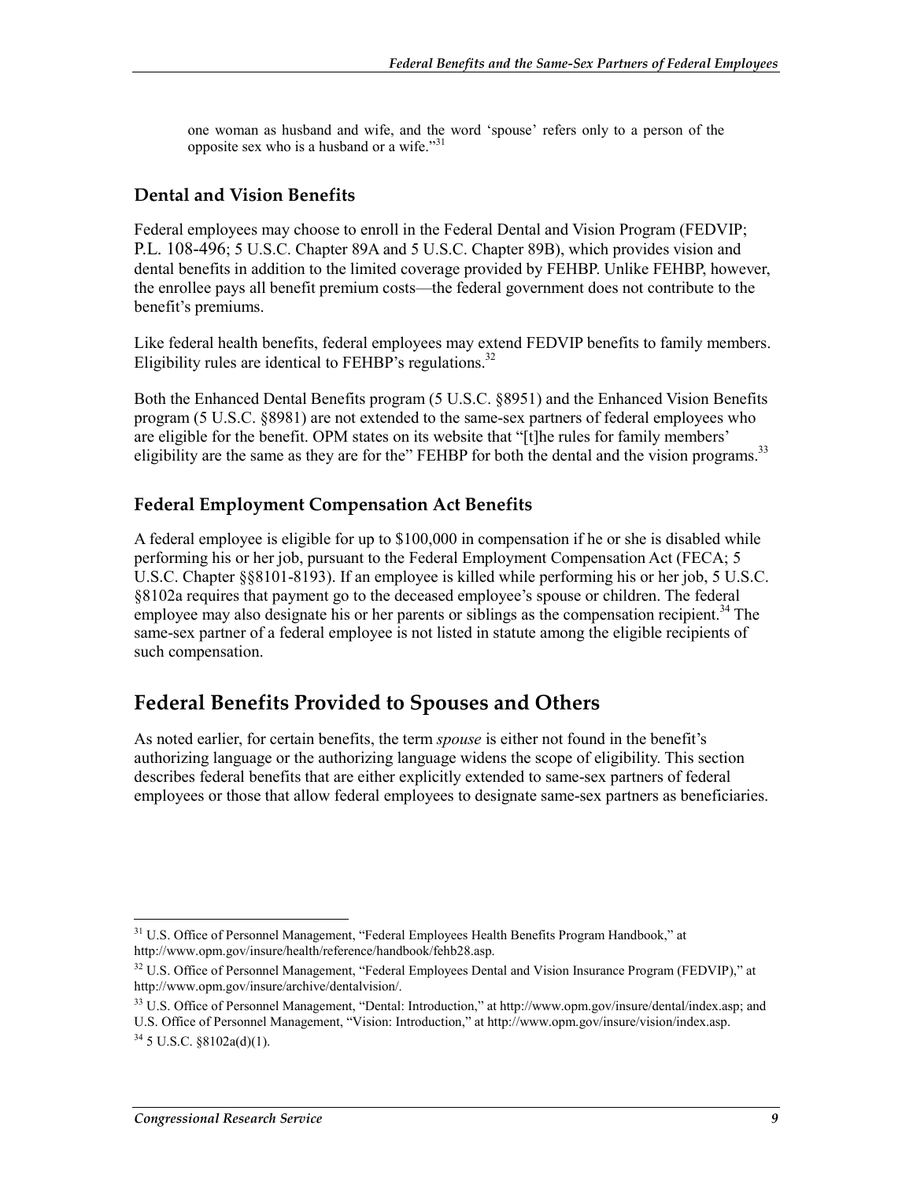one woman as husband and wife, and the word 'spouse' refers only to a person of the opposite sex who is a husband or a wife."[31]

### Dental and Vision Benefits

Federal employees may choose to enroll in the Federal Dental and Vision Program (FEDVIP; P.L. 108-496; 5 U.S.C. Chapter 89A and 5 U.S.C. Chapter 89B), which provides vision and dental benefits in addition to the limited coverage provided by FEHBP. Unlike FEHBP, however, the enrollee pays all benefit premium costs—the federal government does not contribute to the benefit's premiums.

Like federal health benefits, federal employees may extend FEDVIP benefits to family members. Eligibility rules are identical to FEHBP's regulations.[32]

Both the Enhanced Dental Benefits program (5 U.S.C. §8951) and the Enhanced Vision Benefits program (5 U.S.C. §8981) are not extended to the same-sex partners of federal employees who are eligible for the benefit. OPM states on its website that "[t]he rules for family members' eligibility are the same as they are for the" FEHBP for both the dental and the vision programs.[33]

### Federal Employment Compensation Act Benefits

A federal employee is eligible for up to $100,000 in compensation if he or she is disabled while performing his or her job, pursuant to the Federal Employment Compensation Act (FECA; 5 U.S.C. Chapter §§8101-8193). If an employee is killed while performing his or her job, 5 U.S.C. §8102a requires that payment go to the deceased employee's spouse or children. The federal employee may also designate his or her parents or siblings as the compensation recipient.[34] The same-sex partner of a federal employee is not listed in statute among the eligible recipients of such compensation.

## Federal Benefits Provided to Spouses and Others

As noted earlier, for certain benefits, the term *spouse* is either not found in the benefit's authorizing language or the authorizing language widens the scope of eligibility. This section describes federal benefits that are either explicitly extended to same-sex partners of federal employees or those that allow federal employees to designate same-sex partners as beneficiaries.

---

[31] U.S. Office of Personnel Management, "Federal Employees Health Benefits Program Handbook," at http://www.opm.gov/insure/health/reference/handbook/fehb28.asp.

[32] U.S. Office of Personnel Management, "Federal Employees Dental and Vision Insurance Program (FEDVIP)," at http://www.opm.gov/insure/archive/dentalvision/.

[33] U.S. Office of Personnel Management, "Dental: Introduction," at http://www.opm.gov/insure/dental/index.asp; and U.S. Office of Personnel Management, "Vision: Introduction," at http://www.opm.gov/insure/vision/index.asp.

[34] 5 U.S.C. §8102a(d)(1).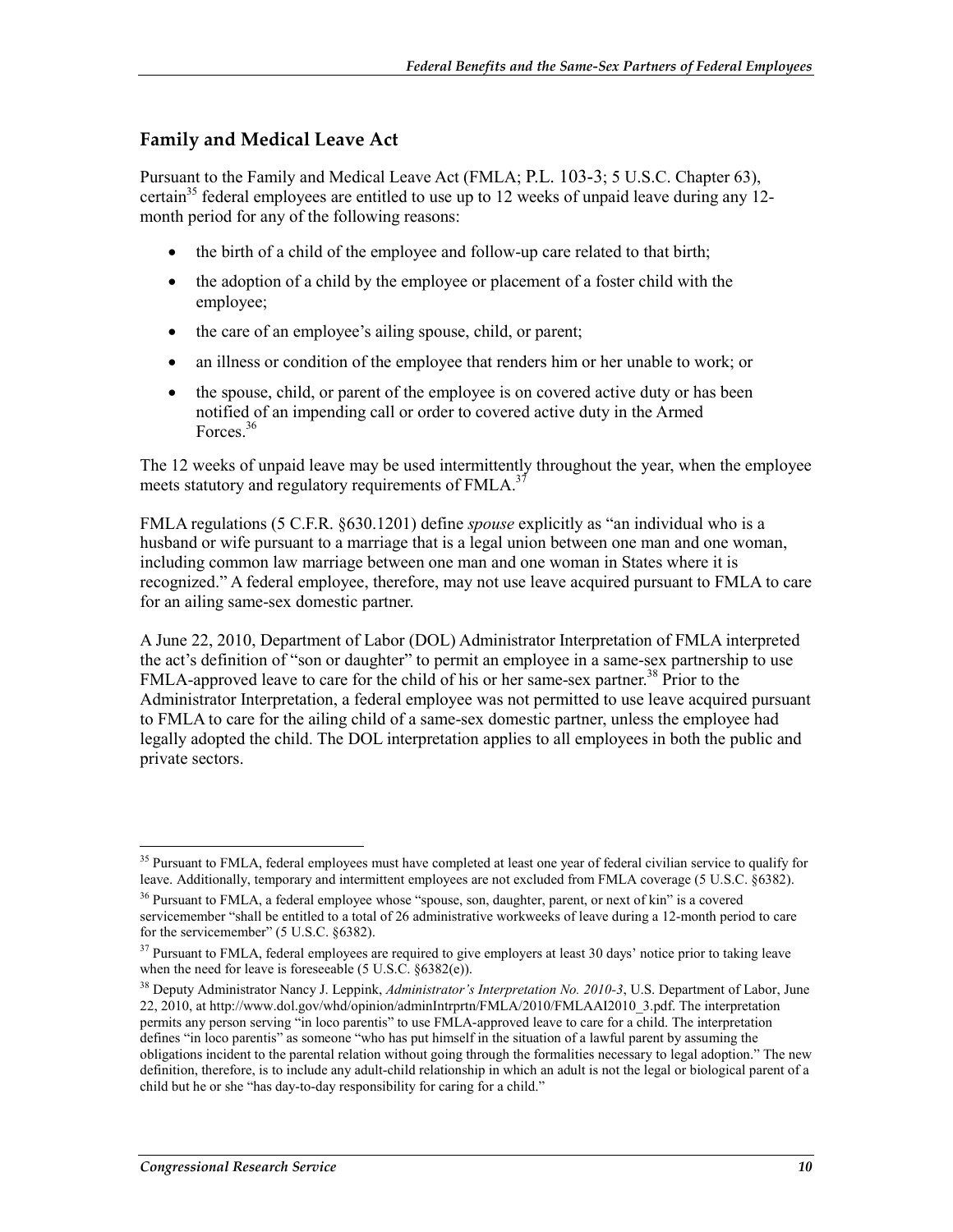## Family and Medical Leave Act

Pursuant to the Family and Medical Leave Act (FMLA; P.L. 103-3; 5 U.S.C. Chapter 63), certain[35] federal employees are entitled to use up to 12 weeks of unpaid leave during any 12-month period for any of the following reasons:

- the birth of a child of the employee and follow-up care related to that birth;
- the adoption of a child by the employee or placement of a foster child with the employee;
- the care of an employee's ailing spouse, child, or parent;
- an illness or condition of the employee that renders him or her unable to work; or
- the spouse, child, or parent of the employee is on covered active duty or has been notified of an impending call or order to covered active duty in the Armed Forces.[36]

The 12 weeks of unpaid leave may be used intermittently throughout the year, when the employee meets statutory and regulatory requirements of FMLA.[37]

FMLA regulations (5 C.F.R. §630.1201) define *spouse* explicitly as "an individual who is a husband or wife pursuant to a marriage that is a legal union between one man and one woman, including common law marriage between one man and one woman in States where it is recognized." A federal employee, therefore, may not use leave acquired pursuant to FMLA to care for an ailing same-sex domestic partner.

A June 22, 2010, Department of Labor (DOL) Administrator Interpretation of FMLA interpreted the act's definition of "son or daughter" to permit an employee in a same-sex partnership to use FMLA-approved leave to care for the child of his or her same-sex partner.[38] Prior to the Administrator Interpretation, a federal employee was not permitted to use leave acquired pursuant to FMLA to care for the ailing child of a same-sex domestic partner, unless the employee had legally adopted the child. The DOL interpretation applies to all employees in both the public and private sectors.

---

[35] Pursuant to FMLA, federal employees must have completed at least one year of federal civilian service to qualify for leave. Additionally, temporary and intermittent employees are not excluded from FMLA coverage (5 U.S.C. §6382).

[36] Pursuant to FMLA, a federal employee whose "spouse, son, daughter, parent, or next of kin" is a covered servicemember "shall be entitled to a total of 26 administrative workweeks of leave during a 12-month period to care for the servicemember" (5 U.S.C. §6382).

[37] Pursuant to FMLA, federal employees are required to give employers at least 30 days' notice prior to taking leave when the need for leave is foreseeable (5 U.S.C. §6382(e)).

[38] Deputy Administrator Nancy J. Leppink, *Administrator's Interpretation No. 2010-3*, U.S. Department of Labor, June 22, 2010, at http://www.dol.gov/whd/opinion/adminIntrprtn/FMLA/2010/FMLAAI2010_3.pdf. The interpretation permits any person serving "in loco parentis" to use FMLA-approved leave to care for a child. The interpretation defines "in loco parentis" as someone "who has put himself in the situation of a lawful parent by assuming the obligations incident to the parental relation without going through the formalities necessary to legal adoption." The new definition, therefore, is to include any adult-child relationship in which an adult is not the legal or biological parent of a child but he or she "has day-to-day responsibility for caring for a child."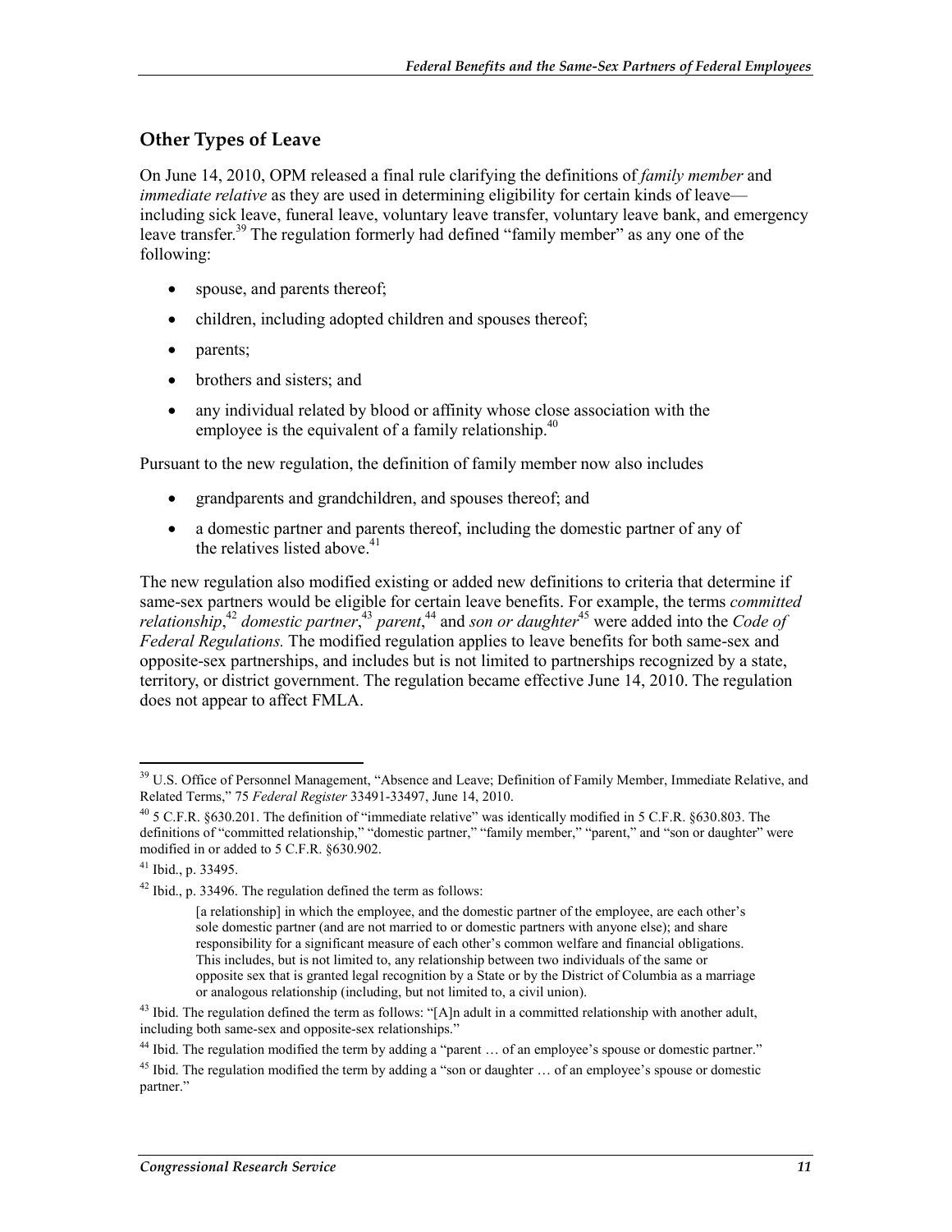## Other Types of Leave

On June 14, 2010, OPM released a final rule clarifying the definitions of *family member* and *immediate relative* as they are used in determining eligibility for certain kinds of leave—including sick leave, funeral leave, voluntary leave transfer, voluntary leave bank, and emergency leave transfer.[39] The regulation formerly had defined "family member" as any one of the following:

- spouse, and parents thereof;
- children, including adopted children and spouses thereof;
- parents;
- brothers and sisters; and
- any individual related by blood or affinity whose close association with the employee is the equivalent of a family relationship.[40]

Pursuant to the new regulation, the definition of family member now also includes

- grandparents and grandchildren, and spouses thereof; and
- a domestic partner and parents thereof, including the domestic partner of any of the relatives listed above.[41]

The new regulation also modified existing or added new definitions to criteria that determine if same-sex partners would be eligible for certain leave benefits. For example, the terms *committed relationship*,[42] *domestic partner*,[43] *parent*,[44] and *son or daughter*[45] were added into the *Code of Federal Regulations.* The modified regulation applies to leave benefits for both same-sex and opposite-sex partnerships, and includes but is not limited to partnerships recognized by a state, territory, or district government. The regulation became effective June 14, 2010. The regulation does not appear to affect FMLA.

---

[39] U.S. Office of Personnel Management, "Absence and Leave; Definition of Family Member, Immediate Relative, and Related Terms," 75 *Federal Register* 33491-33497, June 14, 2010.

[40] 5 C.F.R. §630.201. The definition of "immediate relative" was identically modified in 5 C.F.R. §630.803. The definitions of "committed relationship," "domestic partner," "family member," "parent," and "son or daughter" were modified in or added to 5 C.F.R. §630.902.

[41] Ibid., p. 33495.

[42] Ibid., p. 33496. The regulation defined the term as follows:

> [a relationship] in which the employee, and the domestic partner of the employee, are each other's sole domestic partner (and are not married to or domestic partners with anyone else); and share responsibility for a significant measure of each other's common welfare and financial obligations. This includes, but is not limited to, any relationship between two individuals of the same or opposite sex that is granted legal recognition by a State or by the District of Columbia as a marriage or analogous relationship (including, but not limited to, a civil union).

[43] Ibid. The regulation defined the term as follows: "[A]n adult in a committed relationship with another adult, including both same-sex and opposite-sex relationships."

[44] Ibid. The regulation modified the term by adding a "parent … of an employee's spouse or domestic partner."

[45] Ibid. The regulation modified the term by adding a "son or daughter … of an employee's spouse or domestic partner."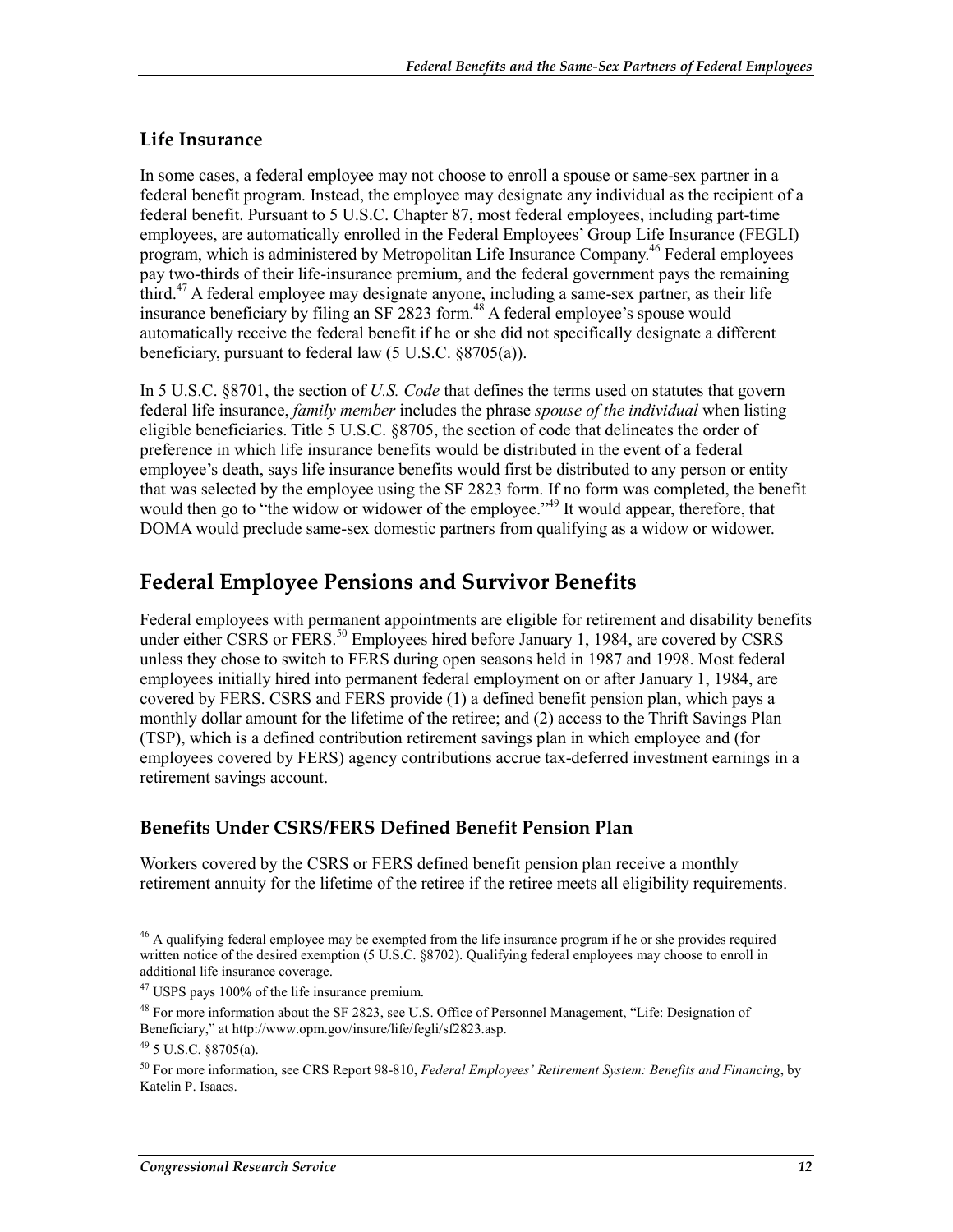### Life Insurance

In some cases, a federal employee may not choose to enroll a spouse or same-sex partner in a federal benefit program. Instead, the employee may designate any individual as the recipient of a federal benefit. Pursuant to 5 U.S.C. Chapter 87, most federal employees, including part-time employees, are automatically enrolled in the Federal Employees' Group Life Insurance (FEGLI) program, which is administered by Metropolitan Life Insurance Company.[46] Federal employees pay two-thirds of their life-insurance premium, and the federal government pays the remaining third.[47] A federal employee may designate anyone, including a same-sex partner, as their life insurance beneficiary by filing an SF 2823 form.[48] A federal employee's spouse would automatically receive the federal benefit if he or she did not specifically designate a different beneficiary, pursuant to federal law (5 U.S.C. §8705(a)).

In 5 U.S.C. §8701, the section of *U.S. Code* that defines the terms used on statutes that govern federal life insurance, *family member* includes the phrase *spouse of the individual* when listing eligible beneficiaries. Title 5 U.S.C. §8705, the section of code that delineates the order of preference in which life insurance benefits would be distributed in the event of a federal employee's death, says life insurance benefits would first be distributed to any person or entity that was selected by the employee using the SF 2823 form. If no form was completed, the benefit would then go to "the widow or widower of the employee."[49] It would appear, therefore, that DOMA would preclude same-sex domestic partners from qualifying as a widow or widower.

## Federal Employee Pensions and Survivor Benefits

Federal employees with permanent appointments are eligible for retirement and disability benefits under either CSRS or FERS.[50] Employees hired before January 1, 1984, are covered by CSRS unless they chose to switch to FERS during open seasons held in 1987 and 1998. Most federal employees initially hired into permanent federal employment on or after January 1, 1984, are covered by FERS. CSRS and FERS provide (1) a defined benefit pension plan, which pays a monthly dollar amount for the lifetime of the retiree; and (2) access to the Thrift Savings Plan (TSP), which is a defined contribution retirement savings plan in which employee and (for employees covered by FERS) agency contributions accrue tax-deferred investment earnings in a retirement savings account.

### Benefits Under CSRS/FERS Defined Benefit Pension Plan

Workers covered by the CSRS or FERS defined benefit pension plan receive a monthly retirement annuity for the lifetime of the retiree if the retiree meets all eligibility requirements.

---

[46] A qualifying federal employee may be exempted from the life insurance program if he or she provides required written notice of the desired exemption (5 U.S.C. §8702). Qualifying federal employees may choose to enroll in additional life insurance coverage.

[47] USPS pays 100% of the life insurance premium.

[48] For more information about the SF 2823, see U.S. Office of Personnel Management, "Life: Designation of Beneficiary," at http://www.opm.gov/insure/life/fegli/sf2823.asp.

[49] 5 U.S.C. §8705(a).

[50] For more information, see CRS Report 98-810, *Federal Employees' Retirement System: Benefits and Financing*, by Katelin P. Isaacs.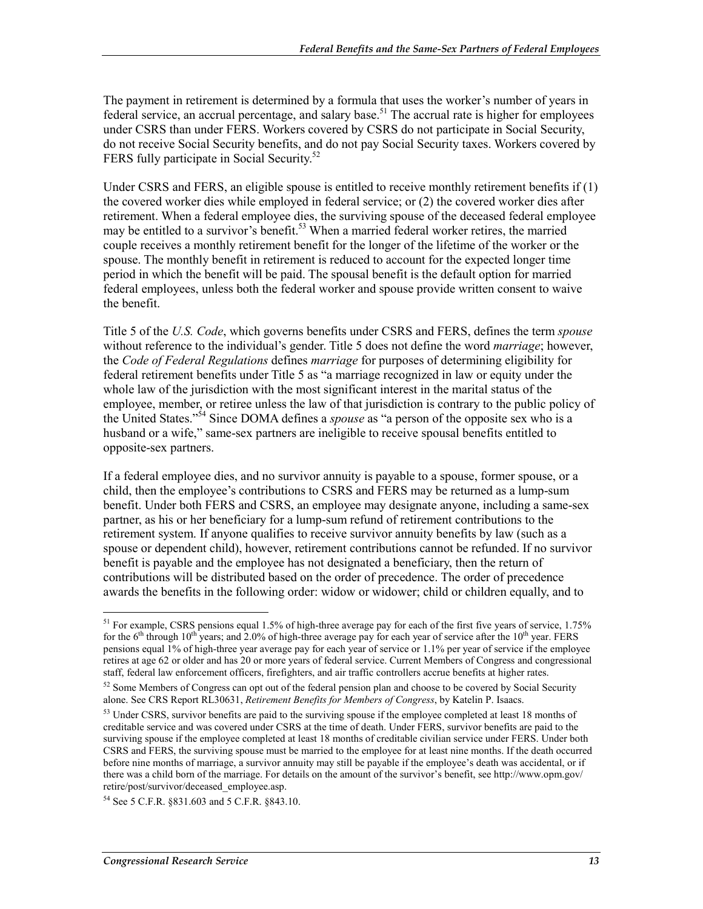The payment in retirement is determined by a formula that uses the worker's number of years in federal service, an accrual percentage, and salary base.[51] The accrual rate is higher for employees under CSRS than under FERS. Workers covered by CSRS do not participate in Social Security, do not receive Social Security benefits, and do not pay Social Security taxes. Workers covered by FERS fully participate in Social Security.[52]

Under CSRS and FERS, an eligible spouse is entitled to receive monthly retirement benefits if (1) the covered worker dies while employed in federal service; or (2) the covered worker dies after retirement. When a federal employee dies, the surviving spouse of the deceased federal employee may be entitled to a survivor's benefit.[53] When a married federal worker retires, the married couple receives a monthly retirement benefit for the longer of the lifetime of the worker or the spouse. The monthly benefit in retirement is reduced to account for the expected longer time period in which the benefit will be paid. The spousal benefit is the default option for married federal employees, unless both the federal worker and spouse provide written consent to waive the benefit.

Title 5 of the *U.S. Code*, which governs benefits under CSRS and FERS, defines the term *spouse* without reference to the individual's gender. Title 5 does not define the word *marriage*; however, the *Code of Federal Regulations* defines *marriage* for purposes of determining eligibility for federal retirement benefits under Title 5 as "a marriage recognized in law or equity under the whole law of the jurisdiction with the most significant interest in the marital status of the employee, member, or retiree unless the law of that jurisdiction is contrary to the public policy of the United States."[54] Since DOMA defines a *spouse* as "a person of the opposite sex who is a husband or a wife," same-sex partners are ineligible to receive spousal benefits entitled to opposite-sex partners.

If a federal employee dies, and no survivor annuity is payable to a spouse, former spouse, or a child, then the employee's contributions to CSRS and FERS may be returned as a lump-sum benefit. Under both FERS and CSRS, an employee may designate anyone, including a same-sex partner, as his or her beneficiary for a lump-sum refund of retirement contributions to the retirement system. If anyone qualifies to receive survivor annuity benefits by law (such as a spouse or dependent child), however, retirement contributions cannot be refunded. If no survivor benefit is payable and the employee has not designated a beneficiary, then the return of contributions will be distributed based on the order of precedence. The order of precedence awards the benefits in the following order: widow or widower; child or children equally, and to

---

[51] For example, CSRS pensions equal 1.5% of high-three average pay for each of the first five years of service, 1.75% for the 6th through 10th years; and 2.0% of high-three average pay for each year of service after the 10th year. FERS pensions equal 1% of high-three year average pay for each year of service or 1.1% per year of service if the employee retires at age 62 or older and has 20 or more years of federal service. Current Members of Congress and congressional staff, federal law enforcement officers, firefighters, and air traffic controllers accrue benefits at higher rates.

[52] Some Members of Congress can opt out of the federal pension plan and choose to be covered by Social Security alone. See CRS Report RL30631, *Retirement Benefits for Members of Congress*, by Katelin P. Isaacs.

[53] Under CSRS, survivor benefits are paid to the surviving spouse if the employee completed at least 18 months of creditable service and was covered under CSRS at the time of death. Under FERS, survivor benefits are paid to the surviving spouse if the employee completed at least 18 months of creditable civilian service under FERS. Under both CSRS and FERS, the surviving spouse must be married to the employee for at least nine months. If the death occurred before nine months of marriage, a survivor annuity may still be payable if the employee's death was accidental, or if there was a child born of the marriage. For details on the amount of the survivor's benefit, see http://www.opm.gov/retire/post/survivor/deceased_employee.asp.

[54] See 5 C.F.R. §831.603 and 5 C.F.R. §843.10.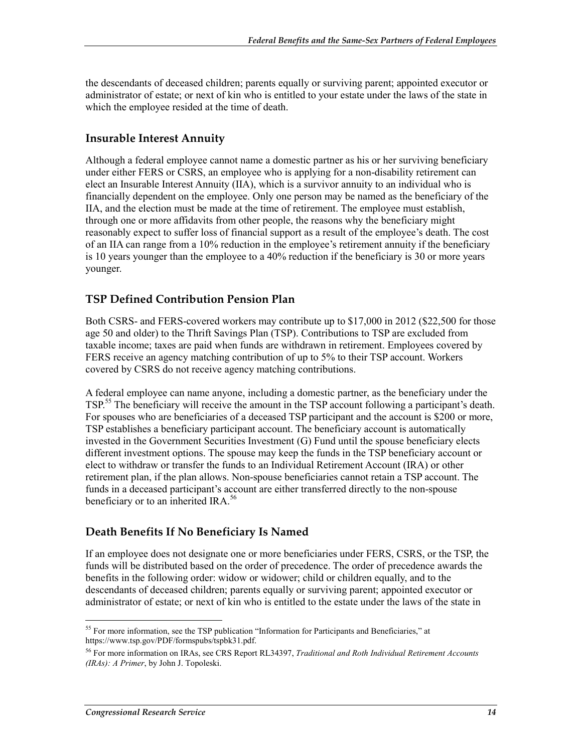the descendants of deceased children; parents equally or surviving parent; appointed executor or administrator of estate; or next of kin who is entitled to your estate under the laws of the state in which the employee resided at the time of death.

## Insurable Interest Annuity

Although a federal employee cannot name a domestic partner as his or her surviving beneficiary under either FERS or CSRS, an employee who is applying for a non-disability retirement can elect an Insurable Interest Annuity (IIA), which is a survivor annuity to an individual who is financially dependent on the employee. Only one person may be named as the beneficiary of the IIA, and the election must be made at the time of retirement. The employee must establish, through one or more affidavits from other people, the reasons why the beneficiary might reasonably expect to suffer loss of financial support as a result of the employee's death. The cost of an IIA can range from a 10% reduction in the employee's retirement annuity if the beneficiary is 10 years younger than the employee to a 40% reduction if the beneficiary is 30 or more years younger.

## TSP Defined Contribution Pension Plan

Both CSRS- and FERS-covered workers may contribute up to $17,000 in 2012 ($22,500 for those age 50 and older) to the Thrift Savings Plan (TSP). Contributions to TSP are excluded from taxable income; taxes are paid when funds are withdrawn in retirement. Employees covered by FERS receive an agency matching contribution of up to 5% to their TSP account. Workers covered by CSRS do not receive agency matching contributions.

A federal employee can name anyone, including a domestic partner, as the beneficiary under the TSP.[55] The beneficiary will receive the amount in the TSP account following a participant's death. For spouses who are beneficiaries of a deceased TSP participant and the account is $200 or more, TSP establishes a beneficiary participant account. The beneficiary account is automatically invested in the Government Securities Investment (G) Fund until the spouse beneficiary elects different investment options. The spouse may keep the funds in the TSP beneficiary account or elect to withdraw or transfer the funds to an Individual Retirement Account (IRA) or other retirement plan, if the plan allows. Non-spouse beneficiaries cannot retain a TSP account. The funds in a deceased participant's account are either transferred directly to the non-spouse beneficiary or to an inherited IRA.[56]

## Death Benefits If No Beneficiary Is Named

If an employee does not designate one or more beneficiaries under FERS, CSRS, or the TSP, the funds will be distributed based on the order of precedence. The order of precedence awards the benefits in the following order: widow or widower; child or children equally, and to the descendants of deceased children; parents equally or surviving parent; appointed executor or administrator of estate; or next of kin who is entitled to the estate under the laws of the state in

[55] For more information, see the TSP publication "Information for Participants and Beneficiaries," at https://www.tsp.gov/PDF/formspubs/tspbk31.pdf.

[56] For more information on IRAs, see CRS Report RL34397, *Traditional and Roth Individual Retirement Accounts (IRAs): A Primer*, by John J. Topoleski.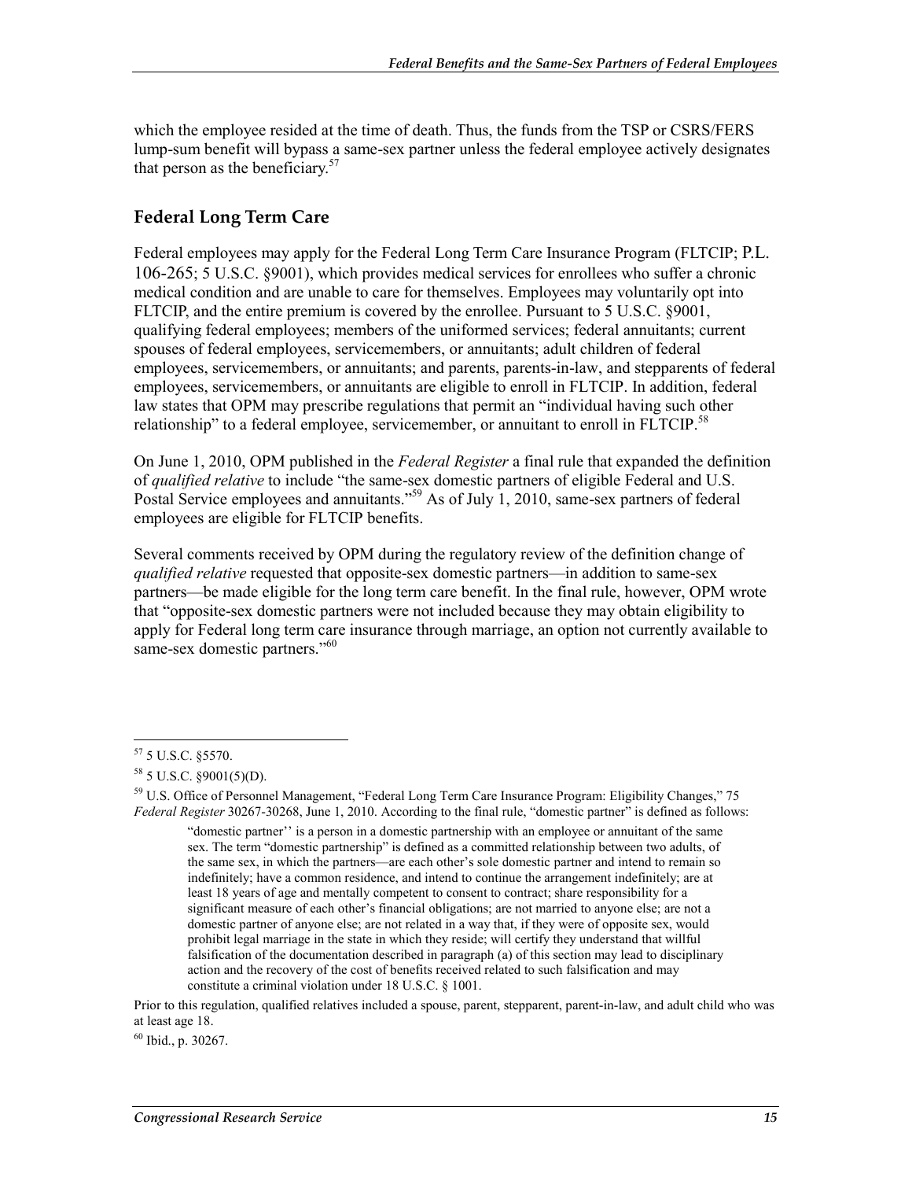which the employee resided at the time of death. Thus, the funds from the TSP or CSRS/FERS lump-sum benefit will bypass a same-sex partner unless the federal employee actively designates that person as the beneficiary.[57]

## Federal Long Term Care

Federal employees may apply for the Federal Long Term Care Insurance Program (FLTCIP; P.L. 106-265; 5 U.S.C. §9001), which provides medical services for enrollees who suffer a chronic medical condition and are unable to care for themselves. Employees may voluntarily opt into FLTCIP, and the entire premium is covered by the enrollee. Pursuant to 5 U.S.C. §9001, qualifying federal employees; members of the uniformed services; federal annuitants; current spouses of federal employees, servicemembers, or annuitants; adult children of federal employees, servicemembers, or annuitants; and parents, parents-in-law, and stepparents of federal employees, servicemembers, or annuitants are eligible to enroll in FLTCIP. In addition, federal law states that OPM may prescribe regulations that permit an "individual having such other relationship" to a federal employee, servicemember, or annuitant to enroll in FLTCIP.[58]

On June 1, 2010, OPM published in the *Federal Register* a final rule that expanded the definition of *qualified relative* to include "the same-sex domestic partners of eligible Federal and U.S. Postal Service employees and annuitants."[59] As of July 1, 2010, same-sex partners of federal employees are eligible for FLTCIP benefits.

Several comments received by OPM during the regulatory review of the definition change of *qualified relative* requested that opposite-sex domestic partners—in addition to same-sex partners—be made eligible for the long term care benefit. In the final rule, however, OPM wrote that "opposite-sex domestic partners were not included because they may obtain eligibility to apply for Federal long term care insurance through marriage, an option not currently available to same-sex domestic partners."[60]

---

[57] 5 U.S.C. §5570.

[58] 5 U.S.C. §9001(5)(D).

[59] U.S. Office of Personnel Management, "Federal Long Term Care Insurance Program: Eligibility Changes," 75 *Federal Register* 30267-30268, June 1, 2010. According to the final rule, "domestic partner" is defined as follows:

> "domestic partner'' is a person in a domestic partnership with an employee or annuitant of the same sex. The term "domestic partnership" is defined as a committed relationship between two adults, of the same sex, in which the partners—are each other's sole domestic partner and intend to remain so indefinitely; have a common residence, and intend to continue the arrangement indefinitely; are at least 18 years of age and mentally competent to consent to contract; share responsibility for a significant measure of each other's financial obligations; are not married to anyone else; are not a domestic partner of anyone else; are not related in a way that, if they were of opposite sex, would prohibit legal marriage in the state in which they reside; will certify they understand that willful falsification of the documentation described in paragraph (a) of this section may lead to disciplinary action and the recovery of the cost of benefits received related to such falsification and may constitute a criminal violation under 18 U.S.C. § 1001.

Prior to this regulation, qualified relatives included a spouse, parent, stepparent, parent-in-law, and adult child who was at least age 18.

[60] Ibid., p. 30267.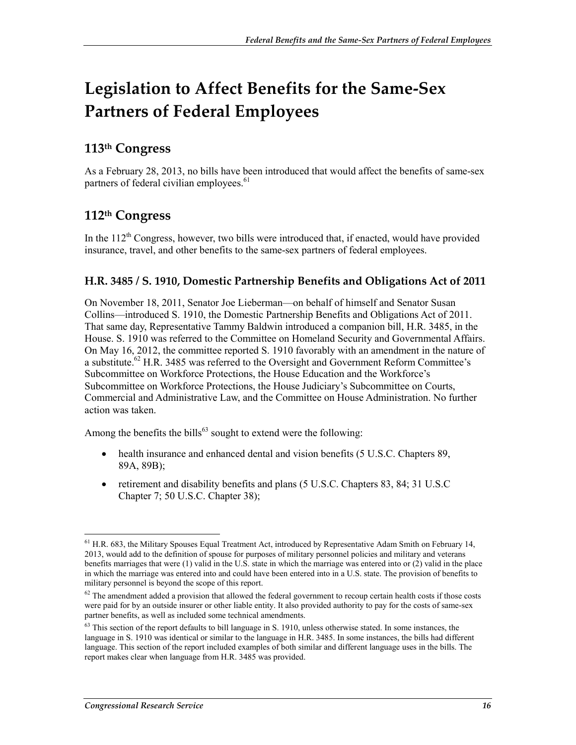# Legislation to Affect Benefits for the Same-Sex Partners of Federal Employees

## 113th Congress

As a February 28, 2013, no bills have been introduced that would affect the benefits of same-sex partners of federal civilian employees.[61]

## 112th Congress

In the 112th Congress, however, two bills were introduced that, if enacted, would have provided insurance, travel, and other benefits to the same-sex partners of federal employees.

### H.R. 3485 / S. 1910, Domestic Partnership Benefits and Obligations Act of 2011

On November 18, 2011, Senator Joe Lieberman—on behalf of himself and Senator Susan Collins—introduced S. 1910, the Domestic Partnership Benefits and Obligations Act of 2011. That same day, Representative Tammy Baldwin introduced a companion bill, H.R. 3485, in the House. S. 1910 was referred to the Committee on Homeland Security and Governmental Affairs. On May 16, 2012, the committee reported S. 1910 favorably with an amendment in the nature of a substitute.[62] H.R. 3485 was referred to the Oversight and Government Reform Committee's Subcommittee on Workforce Protections, the House Education and the Workforce's Subcommittee on Workforce Protections, the House Judiciary's Subcommittee on Courts, Commercial and Administrative Law, and the Committee on House Administration. No further action was taken.

Among the benefits the bills[63] sought to extend were the following:

- health insurance and enhanced dental and vision benefits (5 U.S.C. Chapters 89, 89A, 89B);
- retirement and disability benefits and plans (5 U.S.C. Chapters 83, 84; 31 U.S.C Chapter 7; 50 U.S.C. Chapter 38);

---

[61] H.R. 683, the Military Spouses Equal Treatment Act, introduced by Representative Adam Smith on February 14, 2013, would add to the definition of spouse for purposes of military personnel policies and military and veterans benefits marriages that were (1) valid in the U.S. state in which the marriage was entered into or (2) valid in the place in which the marriage was entered into and could have been entered into in a U.S. state. The provision of benefits to military personnel is beyond the scope of this report.

[62] The amendment added a provision that allowed the federal government to recoup certain health costs if those costs were paid for by an outside insurer or other liable entity. It also provided authority to pay for the costs of same-sex partner benefits, as well as included some technical amendments.

[63] This section of the report defaults to bill language in S. 1910, unless otherwise stated. In some instances, the language in S. 1910 was identical or similar to the language in H.R. 3485. In some instances, the bills had different language. This section of the report included examples of both similar and different language uses in the bills. The report makes clear when language from H.R. 3485 was provided.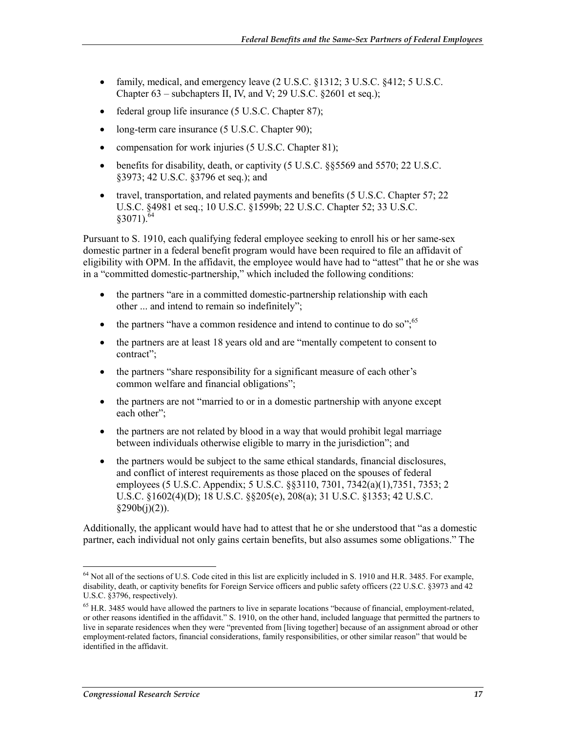- family, medical, and emergency leave (2 U.S.C. §1312; 3 U.S.C. §412; 5 U.S.C. Chapter 63 – subchapters II, IV, and V; 29 U.S.C. §2601 et seq.);
- federal group life insurance (5 U.S.C. Chapter 87);
- long-term care insurance (5 U.S.C. Chapter 90);
- compensation for work injuries (5 U.S.C. Chapter 81);
- benefits for disability, death, or captivity (5 U.S.C. §§5569 and 5570; 22 U.S.C. §3973; 42 U.S.C. §3796 et seq.); and
- travel, transportation, and related payments and benefits (5 U.S.C. Chapter 57; 22 U.S.C. §4981 et seq.; 10 U.S.C. §1599b; 22 U.S.C. Chapter 52; 33 U.S.C. §3071).[64]

Pursuant to S. 1910, each qualifying federal employee seeking to enroll his or her same-sex domestic partner in a federal benefit program would have been required to file an affidavit of eligibility with OPM. In the affidavit, the employee would have had to "attest" that he or she was in a "committed domestic-partnership," which included the following conditions:

- the partners "are in a committed domestic-partnership relationship with each other ... and intend to remain so indefinitely";
- the partners "have a common residence and intend to continue to do so";[65]
- the partners are at least 18 years old and are "mentally competent to consent to contract";
- the partners "share responsibility for a significant measure of each other's common welfare and financial obligations";
- the partners are not "married to or in a domestic partnership with anyone except each other";
- the partners are not related by blood in a way that would prohibit legal marriage between individuals otherwise eligible to marry in the jurisdiction"; and
- the partners would be subject to the same ethical standards, financial disclosures, and conflict of interest requirements as those placed on the spouses of federal employees (5 U.S.C. Appendix; 5 U.S.C. §§3110, 7301, 7342(a)(1),7351, 7353; 2 U.S.C. §1602(4)(D); 18 U.S.C. §§205(e), 208(a); 31 U.S.C. §1353; 42 U.S.C. §290b(j)(2)).

Additionally, the applicant would have had to attest that he or she understood that "as a domestic partner, each individual not only gains certain benefits, but also assumes some obligations." The

---

[64] Not all of the sections of U.S. Code cited in this list are explicitly included in S. 1910 and H.R. 3485. For example, disability, death, or captivity benefits for Foreign Service officers and public safety officers (22 U.S.C. §3973 and 42 U.S.C. §3796, respectively).

[65] H.R. 3485 would have allowed the partners to live in separate locations "because of financial, employment-related, or other reasons identified in the affidavit." S. 1910, on the other hand, included language that permitted the partners to live in separate residences when they were "prevented from [living together] because of an assignment abroad or other employment-related factors, financial considerations, family responsibilities, or other similar reason" that would be identified in the affidavit.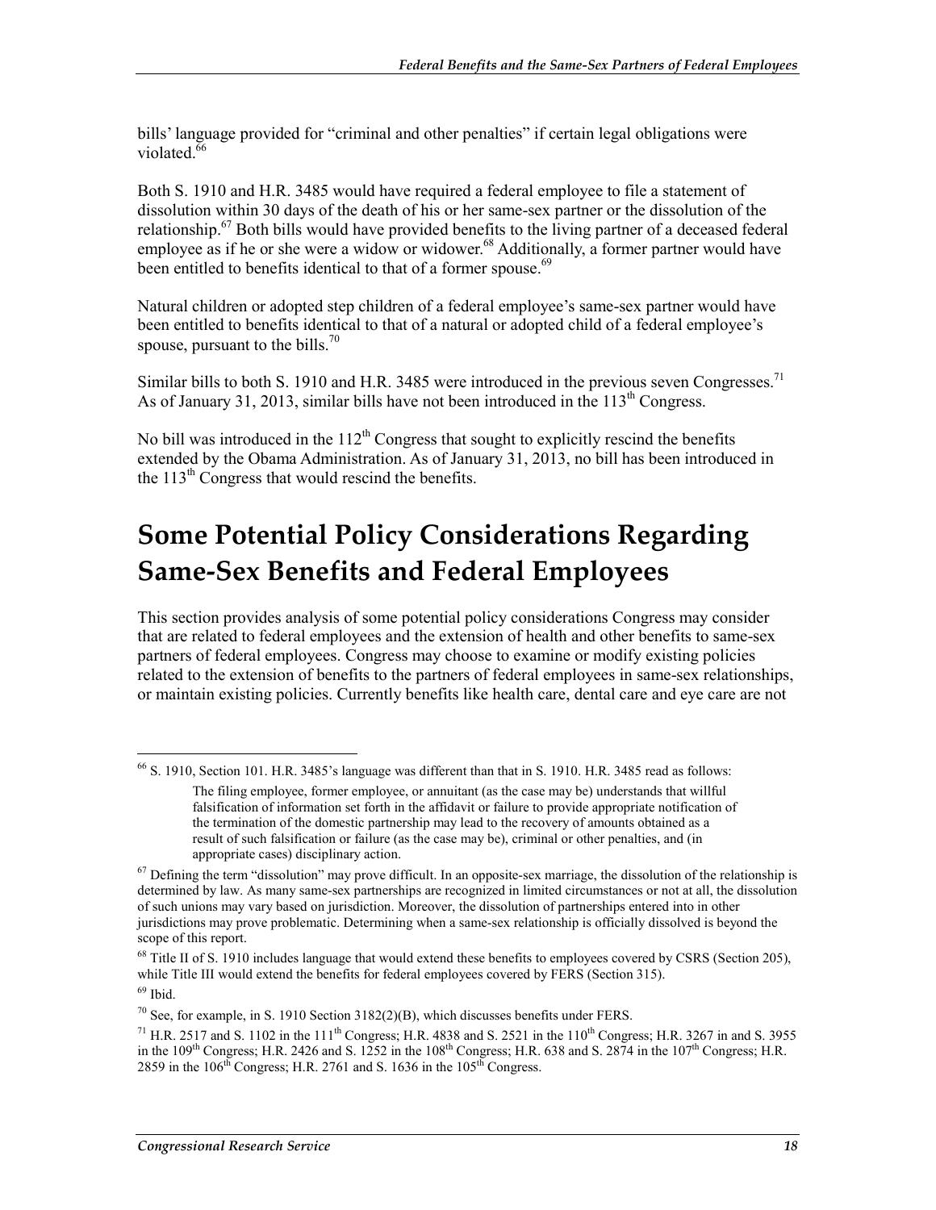bills' language provided for "criminal and other penalties" if certain legal obligations were violated.[66]

Both S. 1910 and H.R. 3485 would have required a federal employee to file a statement of dissolution within 30 days of the death of his or her same-sex partner or the dissolution of the relationship.[67] Both bills would have provided benefits to the living partner of a deceased federal employee as if he or she were a widow or widower.[68] Additionally, a former partner would have been entitled to benefits identical to that of a former spouse.[69]

Natural children or adopted step children of a federal employee's same-sex partner would have been entitled to benefits identical to that of a natural or adopted child of a federal employee's spouse, pursuant to the bills.[70]

Similar bills to both S. 1910 and H.R. 3485 were introduced in the previous seven Congresses.[71] As of January 31, 2013, similar bills have not been introduced in the 113th Congress.

No bill was introduced in the 112th Congress that sought to explicitly rescind the benefits extended by the Obama Administration. As of January 31, 2013, no bill has been introduced in the 113th Congress that would rescind the benefits.

# Some Potential Policy Considerations Regarding Same-Sex Benefits and Federal Employees

This section provides analysis of some potential policy considerations Congress may consider that are related to federal employees and the extension of health and other benefits to same-sex partners of federal employees. Congress may choose to examine or modify existing policies related to the extension of benefits to the partners of federal employees in same-sex relationships, or maintain existing policies. Currently benefits like health care, dental care and eye care are not

---

[66] S. 1910, Section 101. H.R. 3485's language was different than that in S. 1910. H.R. 3485 read as follows:

> The filing employee, former employee, or annuitant (as the case may be) understands that willful falsification of information set forth in the affidavit or failure to provide appropriate notification of the termination of the domestic partnership may lead to the recovery of amounts obtained as a result of such falsification or failure (as the case may be), criminal or other penalties, and (in appropriate cases) disciplinary action.

[67] Defining the term "dissolution" may prove difficult. In an opposite-sex marriage, the dissolution of the relationship is determined by law. As many same-sex partnerships are recognized in limited circumstances or not at all, the dissolution of such unions may vary based on jurisdiction. Moreover, the dissolution of partnerships entered into in other jurisdictions may prove problematic. Determining when a same-sex relationship is officially dissolved is beyond the scope of this report.

[68] Title II of S. 1910 includes language that would extend these benefits to employees covered by CSRS (Section 205), while Title III would extend the benefits for federal employees covered by FERS (Section 315).

[69] Ibid.

[70] See, for example, in S. 1910 Section 3182(2)(B), which discusses benefits under FERS.

[71] H.R. 2517 and S. 1102 in the 111th Congress; H.R. 4838 and S. 2521 in the 110th Congress; H.R. 3267 in and S. 3955 in the 109th Congress; H.R. 2426 and S. 1252 in the 108th Congress; H.R. 638 and S. 2874 in the 107th Congress; H.R. 2859 in the 106th Congress; H.R. 2761 and S. 1636 in the 105th Congress.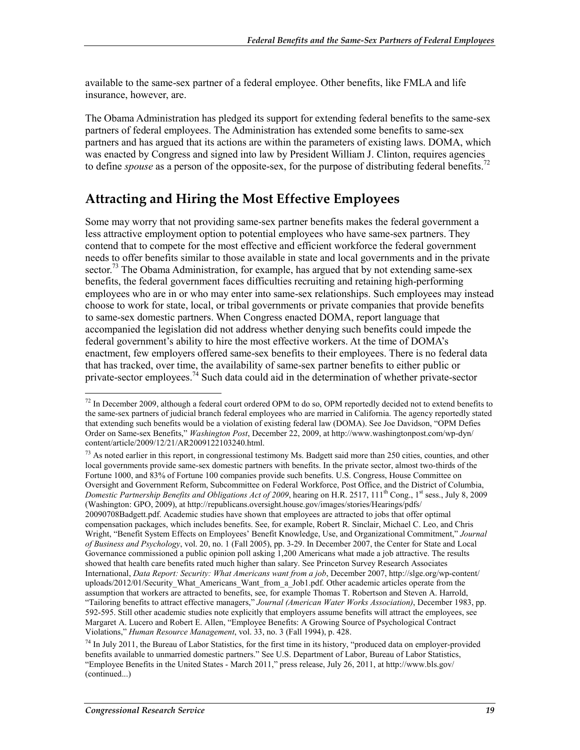available to the same-sex partner of a federal employee. Other benefits, like FMLA and life insurance, however, are.

The Obama Administration has pledged its support for extending federal benefits to the same-sex partners of federal employees. The Administration has extended some benefits to same-sex partners and has argued that its actions are within the parameters of existing laws. DOMA, which was enacted by Congress and signed into law by President William J. Clinton, requires agencies to define *spouse* as a person of the opposite-sex, for the purpose of distributing federal benefits.[72]

## Attracting and Hiring the Most Effective Employees

Some may worry that not providing same-sex partner benefits makes the federal government a less attractive employment option to potential employees who have same-sex partners. They contend that to compete for the most effective and efficient workforce the federal government needs to offer benefits similar to those available in state and local governments and in the private sector.[73] The Obama Administration, for example, has argued that by not extending same-sex benefits, the federal government faces difficulties recruiting and retaining high-performing employees who are in or who may enter into same-sex relationships. Such employees may instead choose to work for state, local, or tribal governments or private companies that provide benefits to same-sex domestic partners. When Congress enacted DOMA, report language that accompanied the legislation did not address whether denying such benefits could impede the federal government's ability to hire the most effective workers. At the time of DOMA's enactment, few employers offered same-sex benefits to their employees. There is no federal data that has tracked, over time, the availability of same-sex partner benefits to either public or private-sector employees.[74] Such data could aid in the determination of whether private-sector

---

[72] In December 2009, although a federal court ordered OPM to do so, OPM reportedly decided not to extend benefits to the same-sex partners of judicial branch federal employees who are married in California. The agency reportedly stated that extending such benefits would be a violation of existing federal law (DOMA). See Joe Davidson, "OPM Defies Order on Same-sex Benefits," *Washington Post*, December 22, 2009, at http://www.washingtonpost.com/wp-dyn/content/article/2009/12/21/AR2009122103240.html.

[73] As noted earlier in this report, in congressional testimony Ms. Badgett said more than 250 cities, counties, and other local governments provide same-sex domestic partners with benefits. In the private sector, almost two-thirds of the Fortune 1000, and 83% of Fortune 100 companies provide such benefits. U.S. Congress, House Committee on Oversight and Government Reform, Subcommittee on Federal Workforce, Post Office, and the District of Columbia, *Domestic Partnership Benefits and Obligations Act of 2009*, hearing on H.R. 2517, 111th Cong., 1st sess., July 8, 2009 (Washington: GPO, 2009), at http://republicans.oversight.house.gov/images/stories/Hearings/pdfs/20090708Badgett.pdf. Academic studies have shown that employees are attracted to jobs that offer optimal compensation packages, which includes benefits. See, for example, Robert R. Sinclair, Michael C. Leo, and Chris Wright, "Benefit System Effects on Employees' Benefit Knowledge, Use, and Organizational Commitment," *Journal of Business and Psychology*, vol. 20, no. 1 (Fall 2005), pp. 3-29. In December 2007, the Center for State and Local Governance commissioned a public opinion poll asking 1,200 Americans what made a job attractive. The results showed that health care benefits rated much higher than salary. See Princeton Survey Research Associates International, *Data Report: Security: What Americans want from a job*, December 2007, http://slge.org/wp-content/uploads/2012/01/Security_What_Americans_Want_from_a_Job1.pdf. Other academic articles operate from the assumption that workers are attracted to benefits, see, for example Thomas T. Robertson and Steven A. Harrold, "Tailoring benefits to attract effective managers," *Journal (American Water Works Association)*, December 1983, pp. 592-595. Still other academic studies note explicitly that employers assume benefits will attract the employees, see Margaret A. Lucero and Robert E. Allen, "Employee Benefits: A Growing Source of Psychological Contract Violations," *Human Resource Management*, vol. 33, no. 3 (Fall 1994), p. 428.

[74] In July 2011, the Bureau of Labor Statistics, for the first time in its history, "produced data on employer-provided benefits available to unmarried domestic partners." See U.S. Department of Labor, Bureau of Labor Statistics, "Employee Benefits in the United States - March 2011," press release, July 26, 2011, at http://www.bls.gov/ (continued...)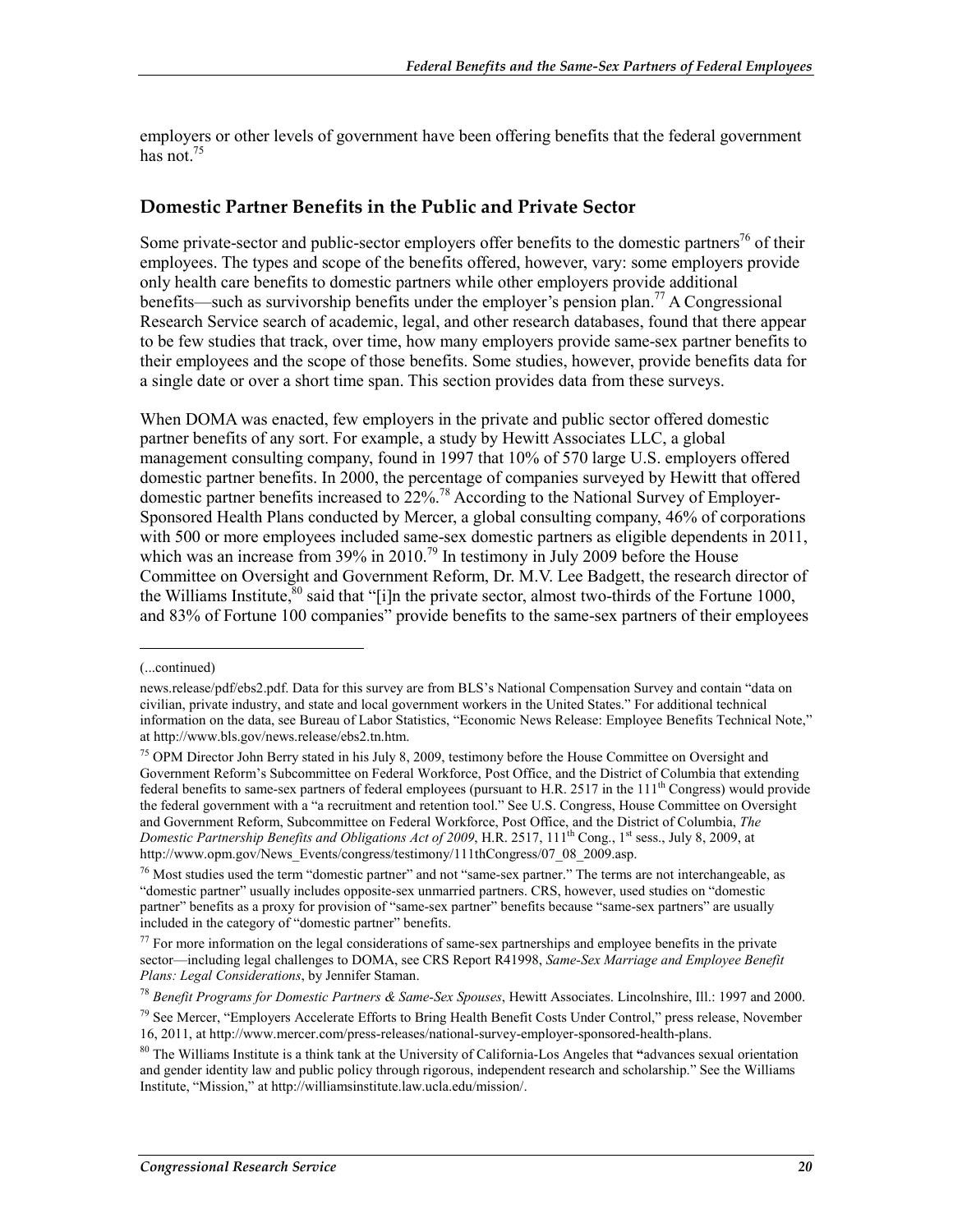employers or other levels of government have been offering benefits that the federal government has not.[75]

## Domestic Partner Benefits in the Public and Private Sector

Some private-sector and public-sector employers offer benefits to the domestic partners[76] of their employees. The types and scope of the benefits offered, however, vary: some employers provide only health care benefits to domestic partners while other employers provide additional benefits—such as survivorship benefits under the employer's pension plan.[77] A Congressional Research Service search of academic, legal, and other research databases, found that there appear to be few studies that track, over time, how many employers provide same-sex partner benefits to their employees and the scope of those benefits. Some studies, however, provide benefits data for a single date or over a short time span. This section provides data from these surveys.

When DOMA was enacted, few employers in the private and public sector offered domestic partner benefits of any sort. For example, a study by Hewitt Associates LLC, a global management consulting company, found in 1997 that 10% of 570 large U.S. employers offered domestic partner benefits. In 2000, the percentage of companies surveyed by Hewitt that offered domestic partner benefits increased to 22%.[78] According to the National Survey of Employer-Sponsored Health Plans conducted by Mercer, a global consulting company, 46% of corporations with 500 or more employees included same-sex domestic partners as eligible dependents in 2011, which was an increase from 39% in 2010.[79] In testimony in July 2009 before the House Committee on Oversight and Government Reform, Dr. M.V. Lee Badgett, the research director of the Williams Institute,[80] said that "[i]n the private sector, almost two-thirds of the Fortune 1000, and 83% of Fortune 100 companies" provide benefits to the same-sex partners of their employees

---

(...continued)

news.release/pdf/ebs2.pdf. Data for this survey are from BLS's National Compensation Survey and contain "data on civilian, private industry, and state and local government workers in the United States." For additional technical information on the data, see Bureau of Labor Statistics, "Economic News Release: Employee Benefits Technical Note," at http://www.bls.gov/news.release/ebs2.tn.htm.

[75] OPM Director John Berry stated in his July 8, 2009, testimony before the House Committee on Oversight and Government Reform's Subcommittee on Federal Workforce, Post Office, and the District of Columbia that extending federal benefits to same-sex partners of federal employees (pursuant to H.R. 2517 in the 111th Congress) would provide the federal government with a "a recruitment and retention tool." See U.S. Congress, House Committee on Oversight and Government Reform, Subcommittee on Federal Workforce, Post Office, and the District of Columbia, *The Domestic Partnership Benefits and Obligations Act of 2009*, H.R. 2517, 111th Cong., 1st sess., July 8, 2009, at http://www.opm.gov/News_Events/congress/testimony/111thCongress/07_08_2009.asp.

[76] Most studies used the term "domestic partner" and not "same-sex partner." The terms are not interchangeable, as "domestic partner" usually includes opposite-sex unmarried partners. CRS, however, used studies on "domestic partner" benefits as a proxy for provision of "same-sex partner" benefits because "same-sex partners" are usually included in the category of "domestic partner" benefits.

[77] For more information on the legal considerations of same-sex partnerships and employee benefits in the private sector—including legal challenges to DOMA, see CRS Report R41998, *Same-Sex Marriage and Employee Benefit Plans: Legal Considerations*, by Jennifer Staman.

[78] *Benefit Programs for Domestic Partners & Same-Sex Spouses*, Hewitt Associates. Lincolnshire, Ill.: 1997 and 2000.

[79] See Mercer, "Employers Accelerate Efforts to Bring Health Benefit Costs Under Control," press release, November 16, 2011, at http://www.mercer.com/press-releases/national-survey-employer-sponsored-health-plans.

[80] The Williams Institute is a think tank at the University of California-Los Angeles that "advances sexual orientation and gender identity law and public policy through rigorous, independent research and scholarship." See the Williams Institute, "Mission," at http://williamsinstitute.law.ucla.edu/mission/.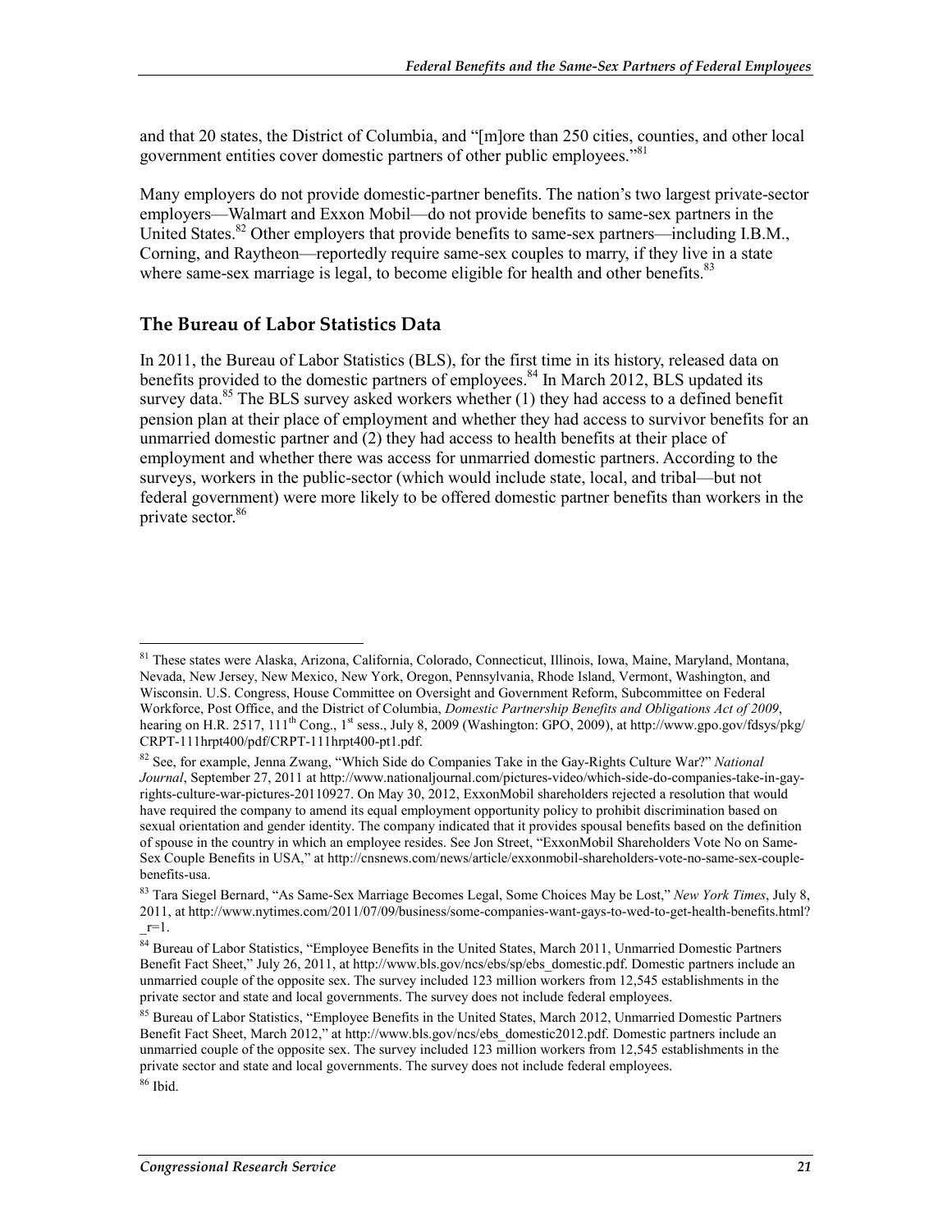and that 20 states, the District of Columbia, and "[m]ore than 250 cities, counties, and other local government entities cover domestic partners of other public employees."[81]

Many employers do not provide domestic-partner benefits. The nation's two largest private-sector employers—Walmart and Exxon Mobil—do not provide benefits to same-sex partners in the United States.[82] Other employers that provide benefits to same-sex partners—including I.B.M., Corning, and Raytheon—reportedly require same-sex couples to marry, if they live in a state where same-sex marriage is legal, to become eligible for health and other benefits.[83]

## The Bureau of Labor Statistics Data

In 2011, the Bureau of Labor Statistics (BLS), for the first time in its history, released data on benefits provided to the domestic partners of employees.[84] In March 2012, BLS updated its survey data.[85] The BLS survey asked workers whether (1) they had access to a defined benefit pension plan at their place of employment and whether they had access to survivor benefits for an unmarried domestic partner and (2) they had access to health benefits at their place of employment and whether there was access for unmarried domestic partners. According to the surveys, workers in the public-sector (which would include state, local, and tribal—but not federal government) were more likely to be offered domestic partner benefits than workers in the private sector.[86]

---

[81] These states were Alaska, Arizona, California, Colorado, Connecticut, Illinois, Iowa, Maine, Maryland, Montana, Nevada, New Jersey, New Mexico, New York, Oregon, Pennsylvania, Rhode Island, Vermont, Washington, and Wisconsin. U.S. Congress, House Committee on Oversight and Government Reform, Subcommittee on Federal Workforce, Post Office, and the District of Columbia, *Domestic Partnership Benefits and Obligations Act of 2009*, hearing on H.R. 2517, 111th Cong., 1st sess., July 8, 2009 (Washington: GPO, 2009), at http://www.gpo.gov/fdsys/pkg/CRPT-111hrpt400/pdf/CRPT-111hrpt400-pt1.pdf.

[82] See, for example, Jenna Zwang, "Which Side do Companies Take in the Gay-Rights Culture War?" *National Journal*, September 27, 2011 at http://www.nationaljournal.com/pictures-video/which-side-do-companies-take-in-gay-rights-culture-war-pictures-20110927. On May 30, 2012, ExxonMobil shareholders rejected a resolution that would have required the company to amend its equal employment opportunity policy to prohibit discrimination based on sexual orientation and gender identity. The company indicated that it provides spousal benefits based on the definition of spouse in the country in which an employee resides. See Jon Street, "ExxonMobil Shareholders Vote No on Same-Sex Couple Benefits in USA," at http://cnsnews.com/news/article/exxonmobil-shareholders-vote-no-same-sex-couple-benefits-usa.

[83] Tara Siegel Bernard, "As Same-Sex Marriage Becomes Legal, Some Choices May be Lost," *New York Times*, July 8, 2011, at http://www.nytimes.com/2011/07/09/business/some-companies-want-gays-to-wed-to-get-health-benefits.html?_r=1.

[84] Bureau of Labor Statistics, "Employee Benefits in the United States, March 2011, Unmarried Domestic Partners Benefit Fact Sheet," July 26, 2011, at http://www.bls.gov/ncs/ebs/sp/ebs_domestic.pdf. Domestic partners include an unmarried couple of the opposite sex. The survey included 123 million workers from 12,545 establishments in the private sector and state and local governments. The survey does not include federal employees.

[85] Bureau of Labor Statistics, "Employee Benefits in the United States, March 2012, Unmarried Domestic Partners Benefit Fact Sheet, March 2012," at http://www.bls.gov/ncs/ebs_domestic2012.pdf. Domestic partners include an unmarried couple of the opposite sex. The survey included 123 million workers from 12,545 establishments in the private sector and state and local governments. The survey does not include federal employees.

[86] Ibid.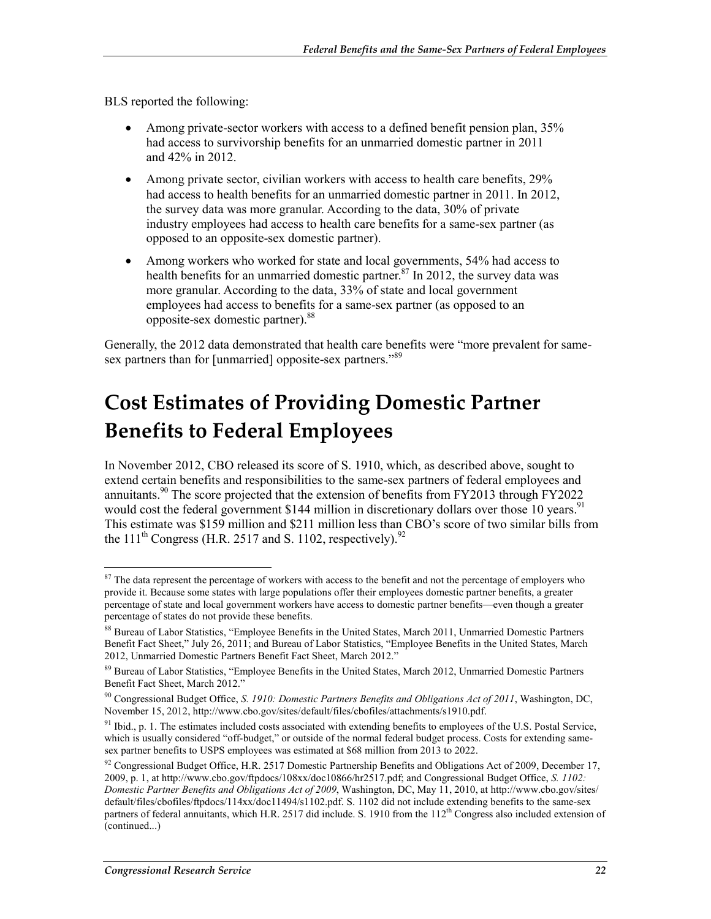BLS reported the following:

- Among private-sector workers with access to a defined benefit pension plan, 35% had access to survivorship benefits for an unmarried domestic partner in 2011 and 42% in 2012.
- Among private sector, civilian workers with access to health care benefits, 29% had access to health benefits for an unmarried domestic partner in 2011. In 2012, the survey data was more granular. According to the data, 30% of private industry employees had access to health care benefits for a same-sex partner (as opposed to an opposite-sex domestic partner).
- Among workers who worked for state and local governments, 54% had access to health benefits for an unmarried domestic partner.[87] In 2012, the survey data was more granular. According to the data, 33% of state and local government employees had access to benefits for a same-sex partner (as opposed to an opposite-sex domestic partner).[88]

Generally, the 2012 data demonstrated that health care benefits were "more prevalent for same-sex partners than for [unmarried] opposite-sex partners."[89]

# Cost Estimates of Providing Domestic Partner Benefits to Federal Employees

In November 2012, CBO released its score of S. 1910, which, as described above, sought to extend certain benefits and responsibilities to the same-sex partners of federal employees and annuitants.[90] The score projected that the extension of benefits from FY2013 through FY2022 would cost the federal government $144 million in discretionary dollars over those 10 years.[91] This estimate was $159 million and $211 million less than CBO's score of two similar bills from the 111th Congress (H.R. 2517 and S. 1102, respectively).[92]

---

[87] The data represent the percentage of workers with access to the benefit and not the percentage of employers who provide it. Because some states with large populations offer their employees domestic partner benefits, a greater percentage of state and local government workers have access to domestic partner benefits—even though a greater percentage of states do not provide these benefits.

[88] Bureau of Labor Statistics, "Employee Benefits in the United States, March 2011, Unmarried Domestic Partners Benefit Fact Sheet," July 26, 2011; and Bureau of Labor Statistics, "Employee Benefits in the United States, March 2012, Unmarried Domestic Partners Benefit Fact Sheet, March 2012."

[89] Bureau of Labor Statistics, "Employee Benefits in the United States, March 2012, Unmarried Domestic Partners Benefit Fact Sheet, March 2012."

[90] Congressional Budget Office, *S. 1910: Domestic Partners Benefits and Obligations Act of 2011*, Washington, DC, November 15, 2012, http://www.cbo.gov/sites/default/files/cbofiles/attachments/s1910.pdf.

[91] Ibid., p. 1. The estimates included costs associated with extending benefits to employees of the U.S. Postal Service, which is usually considered "off-budget," or outside of the normal federal budget process. Costs for extending same-sex partner benefits to USPS employees was estimated at $68 million from 2013 to 2022.

[92] Congressional Budget Office, H.R. 2517 Domestic Partnership Benefits and Obligations Act of 2009, December 17, 2009, p. 1, at http://www.cbo.gov/ftpdocs/108xx/doc10866/hr2517.pdf; and Congressional Budget Office, *S. 1102: Domestic Partner Benefits and Obligations Act of 2009*, Washington, DC, May 11, 2010, at http://www.cbo.gov/sites/default/files/cbofiles/ftpdocs/114xx/doc11494/s1102.pdf. S. 1102 did not include extending benefits to the same-sex partners of federal annuitants, which H.R. 2517 did include. S. 1910 from the 112th Congress also included extension of (continued...)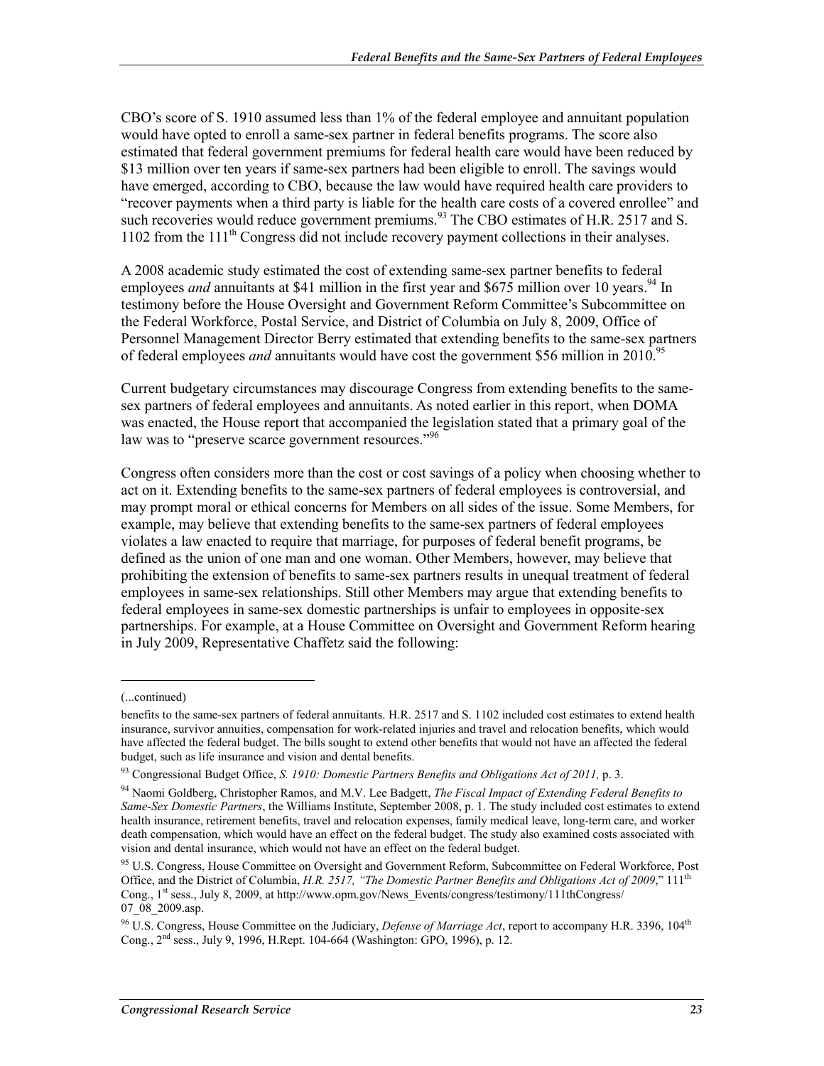CBO's score of S. 1910 assumed less than 1% of the federal employee and annuitant population would have opted to enroll a same-sex partner in federal benefits programs. The score also estimated that federal government premiums for federal health care would have been reduced by $13 million over ten years if same-sex partners had been eligible to enroll. The savings would have emerged, according to CBO, because the law would have required health care providers to "recover payments when a third party is liable for the health care costs of a covered enrollee" and such recoveries would reduce government premiums.[93] The CBO estimates of H.R. 2517 and S. 1102 from the 111th Congress did not include recovery payment collections in their analyses.

A 2008 academic study estimated the cost of extending same-sex partner benefits to federal employees *and* annuitants at $41 million in the first year and $675 million over 10 years.[94] In testimony before the House Oversight and Government Reform Committee's Subcommittee on the Federal Workforce, Postal Service, and District of Columbia on July 8, 2009, Office of Personnel Management Director Berry estimated that extending benefits to the same-sex partners of federal employees *and* annuitants would have cost the government $56 million in 2010.[95]

Current budgetary circumstances may discourage Congress from extending benefits to the same-sex partners of federal employees and annuitants. As noted earlier in this report, when DOMA was enacted, the House report that accompanied the legislation stated that a primary goal of the law was to "preserve scarce government resources."[96]

Congress often considers more than the cost or cost savings of a policy when choosing whether to act on it. Extending benefits to the same-sex partners of federal employees is controversial, and may prompt moral or ethical concerns for Members on all sides of the issue. Some Members, for example, may believe that extending benefits to the same-sex partners of federal employees violates a law enacted to require that marriage, for purposes of federal benefit programs, be defined as the union of one man and one woman. Other Members, however, may believe that prohibiting the extension of benefits to same-sex partners results in unequal treatment of federal employees in same-sex relationships. Still other Members may argue that extending benefits to federal employees in same-sex domestic partnerships is unfair to employees in opposite-sex partnerships. For example, at a House Committee on Oversight and Government Reform hearing in July 2009, Representative Chaffetz said the following:

---

(...continued)

benefits to the same-sex partners of federal annuitants. H.R. 2517 and S. 1102 included cost estimates to extend health insurance, survivor annuities, compensation for work-related injuries and travel and relocation benefits, which would have affected the federal budget. The bills sought to extend other benefits that would not have an affected the federal budget, such as life insurance and vision and dental benefits.

[93] Congressional Budget Office, *S. 1910: Domestic Partners Benefits and Obligations Act of 2011,* p. 3.

[94] Naomi Goldberg, Christopher Ramos, and M.V. Lee Badgett, *The Fiscal Impact of Extending Federal Benefits to Same-Sex Domestic Partners*, the Williams Institute, September 2008, p. 1. The study included cost estimates to extend health insurance, retirement benefits, travel and relocation expenses, family medical leave, long-term care, and worker death compensation, which would have an effect on the federal budget. The study also examined costs associated with vision and dental insurance, which would not have an effect on the federal budget.

[95] U.S. Congress, House Committee on Oversight and Government Reform, Subcommittee on Federal Workforce, Post Office, and the District of Columbia, *H.R. 2517, "The Domestic Partner Benefits and Obligations Act of 2009*," 111th Cong., 1st sess., July 8, 2009, at http://www.opm.gov/News_Events/congress/testimony/111thCongress/07_08_2009.asp.

[96] U.S. Congress, House Committee on the Judiciary, *Defense of Marriage Act*, report to accompany H.R. 3396, 104th Cong., 2nd sess., July 9, 1996, H.Rept. 104-664 (Washington: GPO, 1996), p. 12.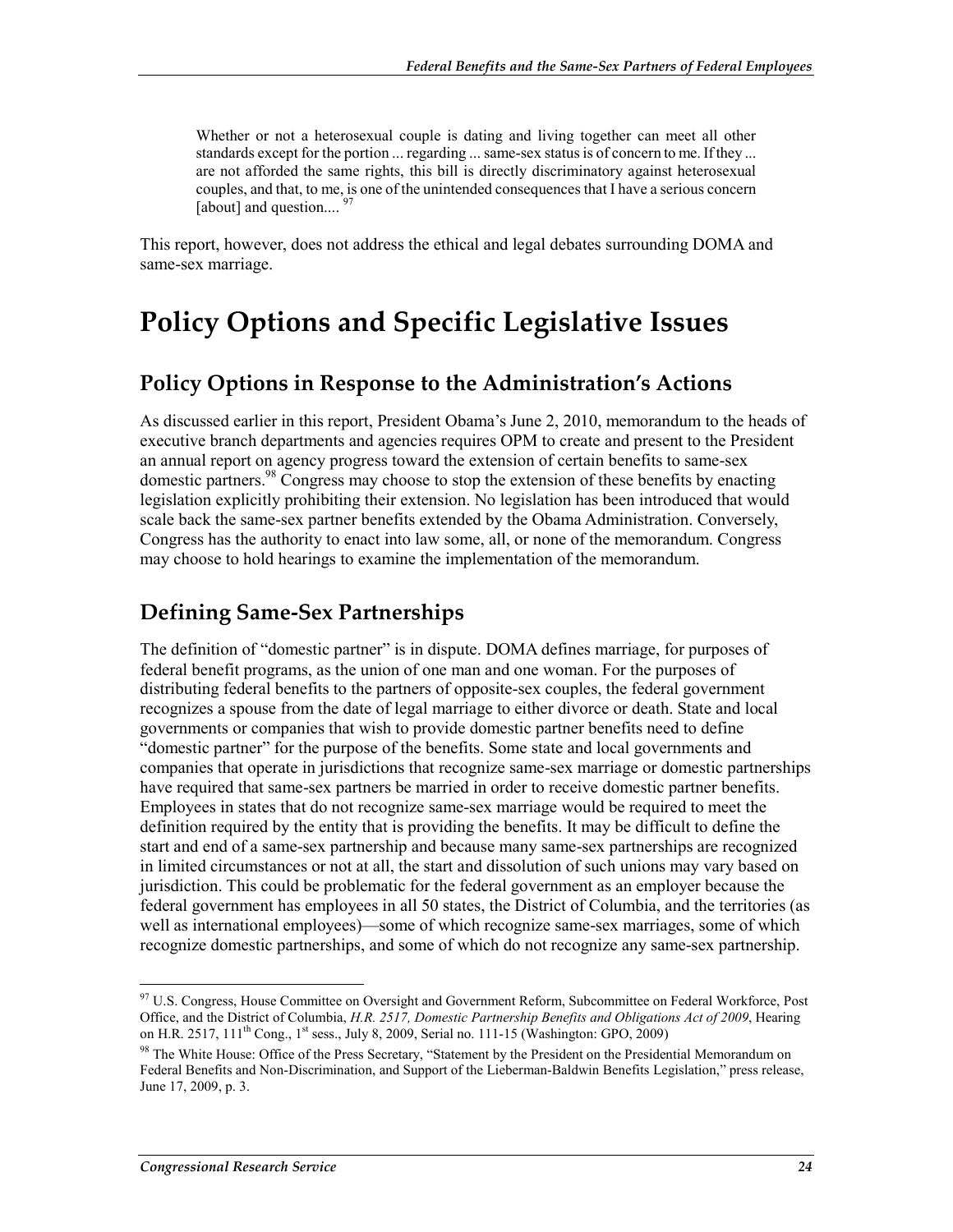> Whether or not a heterosexual couple is dating and living together can meet all other standards except for the portion ... regarding ... same-sex status is of concern to me. If they ... are not afforded the same rights, this bill is directly discriminatory against heterosexual couples, and that, to me, is one of the unintended consequences that I have a serious concern [about] and question.... [97]

This report, however, does not address the ethical and legal debates surrounding DOMA and same-sex marriage.

# Policy Options and Specific Legislative Issues

## Policy Options in Response to the Administration's Actions

As discussed earlier in this report, President Obama's June 2, 2010, memorandum to the heads of executive branch departments and agencies requires OPM to create and present to the President an annual report on agency progress toward the extension of certain benefits to same-sex domestic partners.[98] Congress may choose to stop the extension of these benefits by enacting legislation explicitly prohibiting their extension. No legislation has been introduced that would scale back the same-sex partner benefits extended by the Obama Administration. Conversely, Congress has the authority to enact into law some, all, or none of the memorandum. Congress may choose to hold hearings to examine the implementation of the memorandum.

## Defining Same-Sex Partnerships

The definition of "domestic partner" is in dispute. DOMA defines marriage, for purposes of federal benefit programs, as the union of one man and one woman. For the purposes of distributing federal benefits to the partners of opposite-sex couples, the federal government recognizes a spouse from the date of legal marriage to either divorce or death. State and local governments or companies that wish to provide domestic partner benefits need to define "domestic partner" for the purpose of the benefits. Some state and local governments and companies that operate in jurisdictions that recognize same-sex marriage or domestic partnerships have required that same-sex partners be married in order to receive domestic partner benefits. Employees in states that do not recognize same-sex marriage would be required to meet the definition required by the entity that is providing the benefits. It may be difficult to define the start and end of a same-sex partnership and because many same-sex partnerships are recognized in limited circumstances or not at all, the start and dissolution of such unions may vary based on jurisdiction. This could be problematic for the federal government as an employer because the federal government has employees in all 50 states, the District of Columbia, and the territories (as well as international employees)—some of which recognize same-sex marriages, some of which recognize domestic partnerships, and some of which do not recognize any same-sex partnership.

---

[97] U.S. Congress, House Committee on Oversight and Government Reform, Subcommittee on Federal Workforce, Post Office, and the District of Columbia, *H.R. 2517, Domestic Partnership Benefits and Obligations Act of 2009*, Hearing on H.R. 2517, 111th Cong., 1st sess., July 8, 2009, Serial no. 111-15 (Washington: GPO, 2009)

[98] The White House: Office of the Press Secretary, "Statement by the President on the Presidential Memorandum on Federal Benefits and Non-Discrimination, and Support of the Lieberman-Baldwin Benefits Legislation," press release, June 17, 2009, p. 3.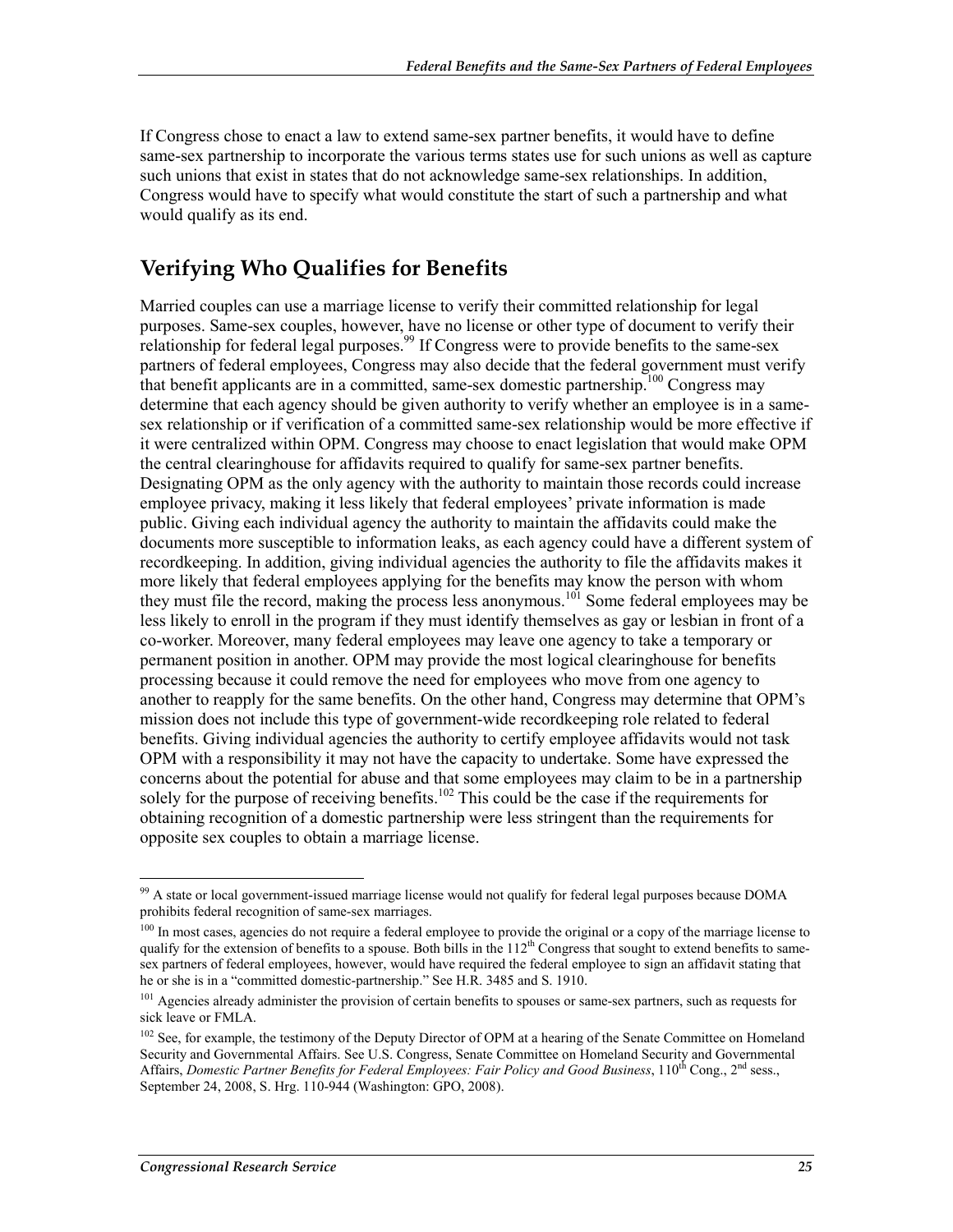If Congress chose to enact a law to extend same-sex partner benefits, it would have to define same-sex partnership to incorporate the various terms states use for such unions as well as capture such unions that exist in states that do not acknowledge same-sex relationships. In addition, Congress would have to specify what would constitute the start of such a partnership and what would qualify as its end.

## Verifying Who Qualifies for Benefits

Married couples can use a marriage license to verify their committed relationship for legal purposes. Same-sex couples, however, have no license or other type of document to verify their relationship for federal legal purposes.[99] If Congress were to provide benefits to the same-sex partners of federal employees, Congress may also decide that the federal government must verify that benefit applicants are in a committed, same-sex domestic partnership.[100] Congress may determine that each agency should be given authority to verify whether an employee is in a same-sex relationship or if verification of a committed same-sex relationship would be more effective if it were centralized within OPM. Congress may choose to enact legislation that would make OPM the central clearinghouse for affidavits required to qualify for same-sex partner benefits. Designating OPM as the only agency with the authority to maintain those records could increase employee privacy, making it less likely that federal employees' private information is made public. Giving each individual agency the authority to maintain the affidavits could make the documents more susceptible to information leaks, as each agency could have a different system of recordkeeping. In addition, giving individual agencies the authority to file the affidavits makes it more likely that federal employees applying for the benefits may know the person with whom they must file the record, making the process less anonymous.[101] Some federal employees may be less likely to enroll in the program if they must identify themselves as gay or lesbian in front of a co-worker. Moreover, many federal employees may leave one agency to take a temporary or permanent position in another. OPM may provide the most logical clearinghouse for benefits processing because it could remove the need for employees who move from one agency to another to reapply for the same benefits. On the other hand, Congress may determine that OPM's mission does not include this type of government-wide recordkeeping role related to federal benefits. Giving individual agencies the authority to certify employee affidavits would not task OPM with a responsibility it may not have the capacity to undertake. Some have expressed the concerns about the potential for abuse and that some employees may claim to be in a partnership solely for the purpose of receiving benefits.[102] This could be the case if the requirements for obtaining recognition of a domestic partnership were less stringent than the requirements for opposite sex couples to obtain a marriage license.

---

[99] A state or local government-issued marriage license would not qualify for federal legal purposes because DOMA prohibits federal recognition of same-sex marriages.

[100] In most cases, agencies do not require a federal employee to provide the original or a copy of the marriage license to qualify for the extension of benefits to a spouse. Both bills in the 112th Congress that sought to extend benefits to same-sex partners of federal employees, however, would have required the federal employee to sign an affidavit stating that he or she is in a "committed domestic-partnership." See H.R. 3485 and S. 1910.

[101] Agencies already administer the provision of certain benefits to spouses or same-sex partners, such as requests for sick leave or FMLA.

[102] See, for example, the testimony of the Deputy Director of OPM at a hearing of the Senate Committee on Homeland Security and Governmental Affairs. See U.S. Congress, Senate Committee on Homeland Security and Governmental Affairs, *Domestic Partner Benefits for Federal Employees: Fair Policy and Good Business*, 110th Cong., 2nd sess., September 24, 2008, S. Hrg. 110-944 (Washington: GPO, 2008).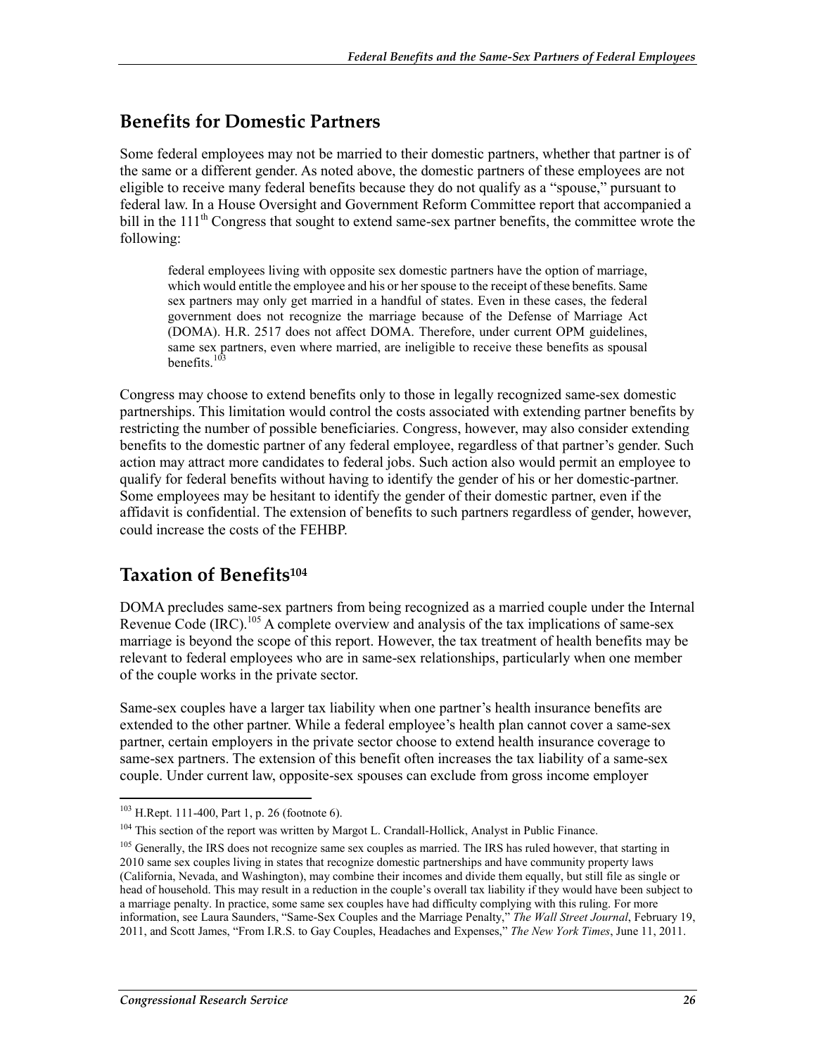## Benefits for Domestic Partners

Some federal employees may not be married to their domestic partners, whether that partner is of the same or a different gender. As noted above, the domestic partners of these employees are not eligible to receive many federal benefits because they do not qualify as a "spouse," pursuant to federal law. In a House Oversight and Government Reform Committee report that accompanied a bill in the 111th Congress that sought to extend same-sex partner benefits, the committee wrote the following:

> federal employees living with opposite sex domestic partners have the option of marriage, which would entitle the employee and his or her spouse to the receipt of these benefits. Same sex partners may only get married in a handful of states. Even in these cases, the federal government does not recognize the marriage because of the Defense of Marriage Act (DOMA). H.R. 2517 does not affect DOMA. Therefore, under current OPM guidelines, same sex partners, even where married, are ineligible to receive these benefits as spousal benefits.[103]

Congress may choose to extend benefits only to those in legally recognized same-sex domestic partnerships. This limitation would control the costs associated with extending partner benefits by restricting the number of possible beneficiaries. Congress, however, may also consider extending benefits to the domestic partner of any federal employee, regardless of that partner's gender. Such action may attract more candidates to federal jobs. Such action also would permit an employee to qualify for federal benefits without having to identify the gender of his or her domestic-partner. Some employees may be hesitant to identify the gender of their domestic partner, even if the affidavit is confidential. The extension of benefits to such partners regardless of gender, however, could increase the costs of the FEHBP.

## Taxation of Benefits[104]

DOMA precludes same-sex partners from being recognized as a married couple under the Internal Revenue Code (IRC).[105] A complete overview and analysis of the tax implications of same-sex marriage is beyond the scope of this report. However, the tax treatment of health benefits may be relevant to federal employees who are in same-sex relationships, particularly when one member of the couple works in the private sector.

Same-sex couples have a larger tax liability when one partner's health insurance benefits are extended to the other partner. While a federal employee's health plan cannot cover a same-sex partner, certain employers in the private sector choose to extend health insurance coverage to same-sex partners. The extension of this benefit often increases the tax liability of a same-sex couple. Under current law, opposite-sex spouses can exclude from gross income employer

---

[103] H.Rept. 111-400, Part 1, p. 26 (footnote 6).

[104] This section of the report was written by Margot L. Crandall-Hollick, Analyst in Public Finance.

[105] Generally, the IRS does not recognize same sex couples as married. The IRS has ruled however, that starting in 2010 same sex couples living in states that recognize domestic partnerships and have community property laws (California, Nevada, and Washington), may combine their incomes and divide them equally, but still file as single or head of household. This may result in a reduction in the couple's overall tax liability if they would have been subject to a marriage penalty. In practice, some same sex couples have had difficulty complying with this ruling. For more information, see Laura Saunders, "Same-Sex Couples and the Marriage Penalty," *The Wall Street Journal*, February 19, 2011, and Scott James, "From I.R.S. to Gay Couples, Headaches and Expenses," *The New York Times*, June 11, 2011.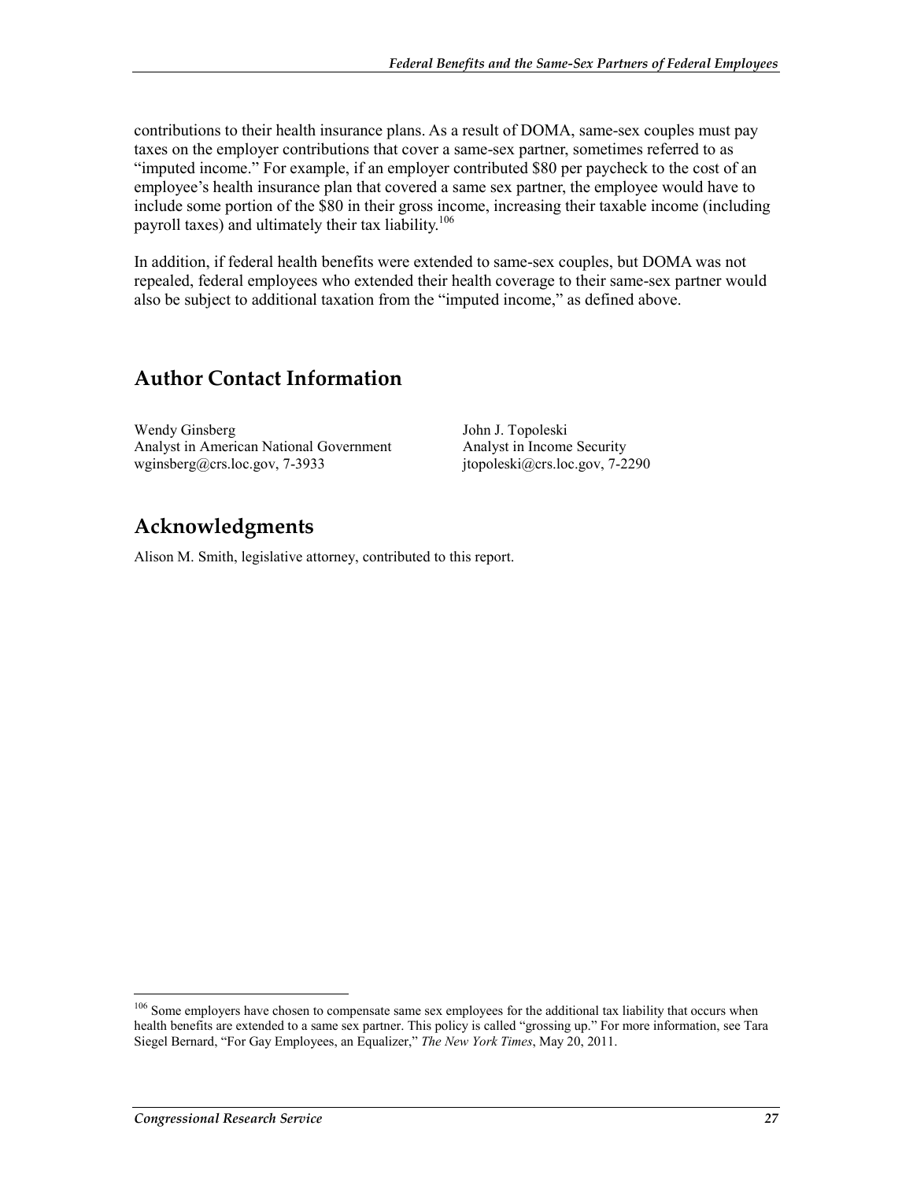contributions to their health insurance plans. As a result of DOMA, same-sex couples must pay taxes on the employer contributions that cover a same-sex partner, sometimes referred to as "imputed income." For example, if an employer contributed $80 per paycheck to the cost of an employee's health insurance plan that covered a same sex partner, the employee would have to include some portion of the $80 in their gross income, increasing their taxable income (including payroll taxes) and ultimately their tax liability.[106]

In addition, if federal health benefits were extended to same-sex couples, but DOMA was not repealed, federal employees who extended their health coverage to their same-sex partner would also be subject to additional taxation from the "imputed income," as defined above.

## Author Contact Information

Wendy Ginsberg
Analyst in American National Government
wginsberg@crs.loc.gov, 7-3933

John J. Topoleski
Analyst in Income Security
jtopoleski@crs.loc.gov, 7-2290

## Acknowledgments

Alison M. Smith, legislative attorney, contributed to this report.

---

[106] Some employers have chosen to compensate same sex employees for the additional tax liability that occurs when health benefits are extended to a same sex partner. This policy is called "grossing up." For more information, see Tara Siegel Bernard, "For Gay Employees, an Equalizer," *The New York Times*, May 20, 2011.